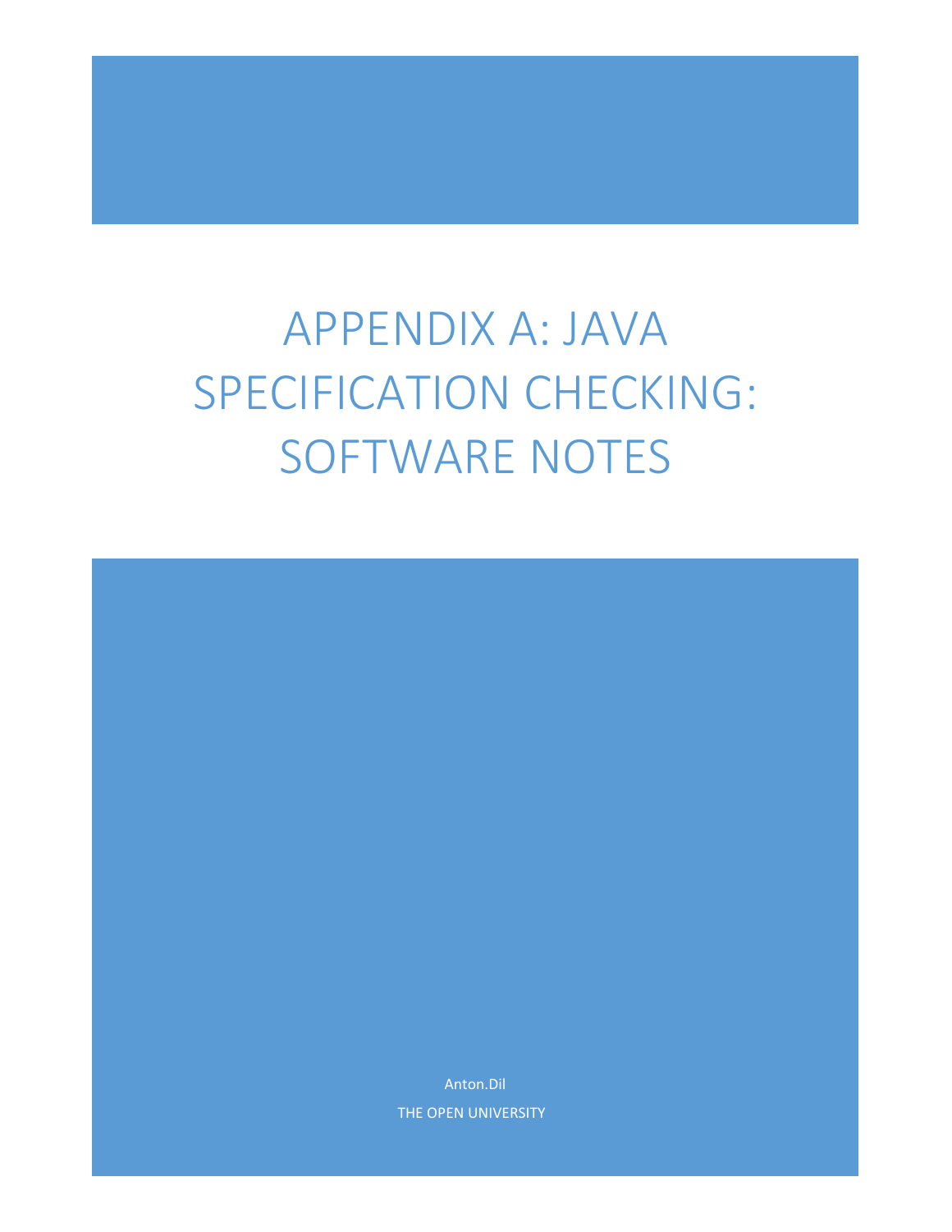# APPENDIX A: JAVA SPECIFICATION CHECKING: SOFTWARE NOTES

Anton.Dil

THE OPEN UNIVERSITY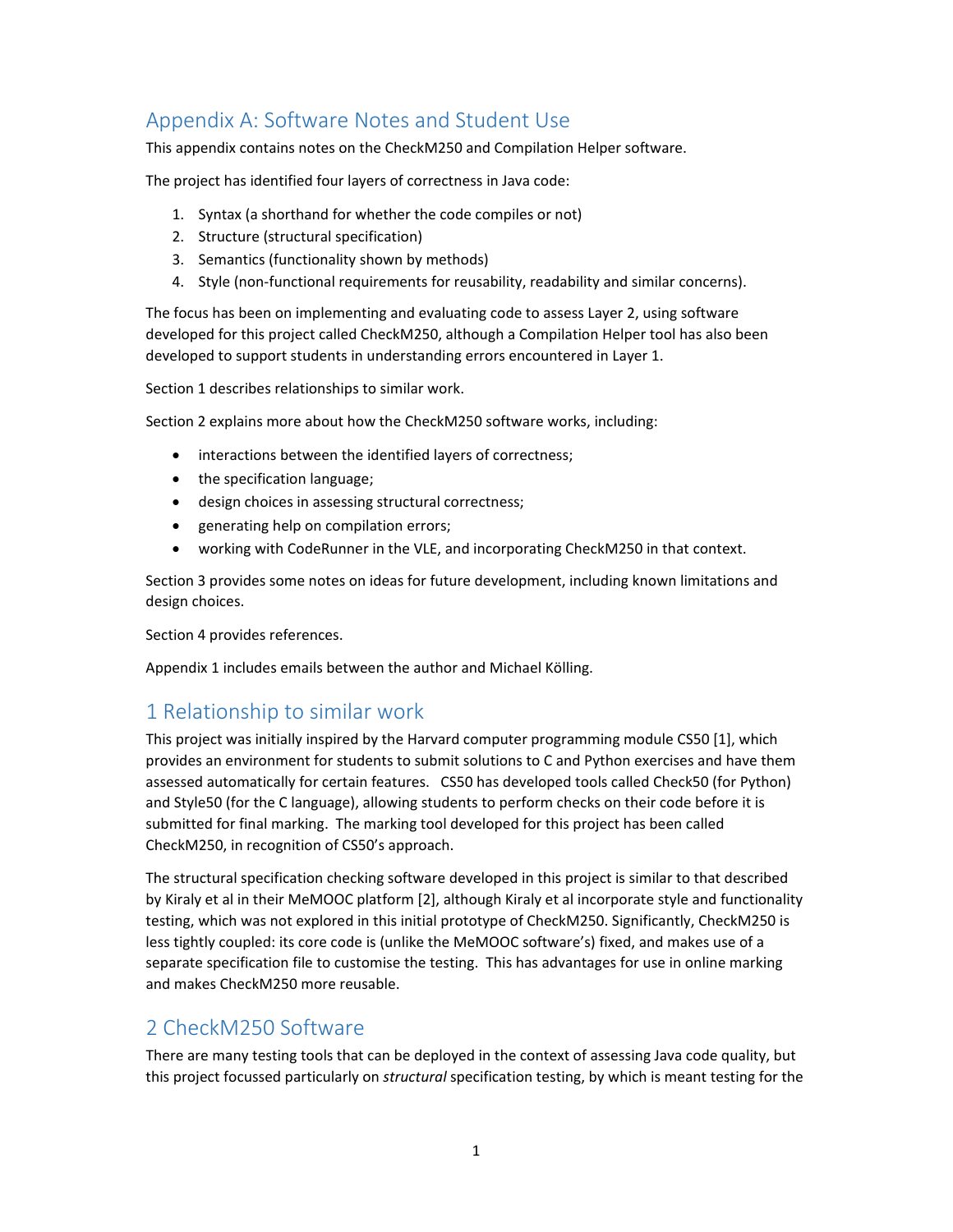# Appendix A: Software Notes and Student Use

This appendix contains notes on the CheckM250 and Compilation Helper software.

The project has identified four layers of correctness in Java code:

1. Syntax (a shorthand for whether the code compiles or not)
2. Structure (structural specification)
3. Semantics (functionality shown by methods)
4. Style (non-functional requirements for reusability, readability and similar concerns).

The focus has been on implementing and evaluating code to assess Layer 2, using software developed for this project called CheckM250, although a Compilation Helper tool has also been developed to support students in understanding errors encountered in Layer 1.

Section 1 describes relationships to similar work.

Section 2 explains more about how the CheckM250 software works, including:

- interactions between the identified layers of correctness;
- the specification language;
- design choices in assessing structural correctness;
- generating help on compilation errors;
- working with CodeRunner in the VLE, and incorporating CheckM250 in that context.

Section 3 provides some notes on ideas for future development, including known limitations and design choices.

Section 4 provides references.

Appendix 1 includes emails between the author and Michael Kölling.

## 1 Relationship to similar work

This project was initially inspired by the Harvard computer programming module CS50 [1], which provides an environment for students to submit solutions to C and Python exercises and have them assessed automatically for certain features. CS50 has developed tools called Check50 (for Python) and Style50 (for the C language), allowing students to perform checks on their code before it is submitted for final marking. The marking tool developed for this project has been called CheckM250, in recognition of CS50's approach.

The structural specification checking software developed in this project is similar to that described by Kiraly et al in their MeMOOC platform [2], although Kiraly et al incorporate style and functionality testing, which was not explored in this initial prototype of CheckM250. Significantly, CheckM250 is less tightly coupled: its core code is (unlike the MeMOOC software's) fixed, and makes use of a separate specification file to customise the testing. This has advantages for use in online marking and makes CheckM250 more reusable.

## 2 CheckM250 Software

There are many testing tools that can be deployed in the context of assessing Java code quality, but this project focussed particularly on *structural* specification testing, by which is meant testing for the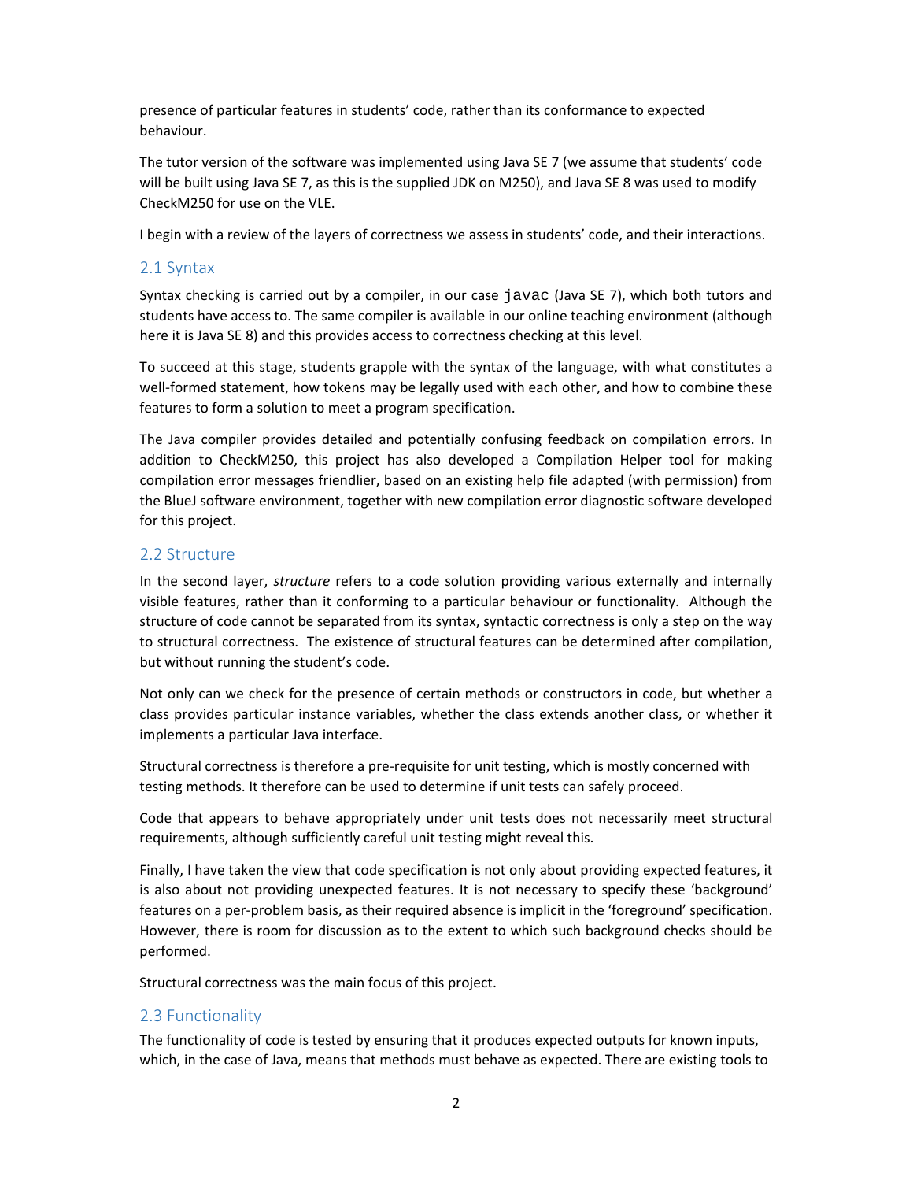presence of particular features in students' code, rather than its conformance to expected behaviour.

The tutor version of the software was implemented using Java SE 7 (we assume that students' code will be built using Java SE 7, as this is the supplied JDK on M250), and Java SE 8 was used to modify CheckM250 for use on the VLE.

I begin with a review of the layers of correctness we assess in students' code, and their interactions.

## 2.1 Syntax

Syntax checking is carried out by a compiler, in our case `javac` (Java SE 7), which both tutors and students have access to. The same compiler is available in our online teaching environment (although here it is Java SE 8) and this provides access to correctness checking at this level.

To succeed at this stage, students grapple with the syntax of the language, with what constitutes a well-formed statement, how tokens may be legally used with each other, and how to combine these features to form a solution to meet a program specification.

The Java compiler provides detailed and potentially confusing feedback on compilation errors. In addition to CheckM250, this project has also developed a Compilation Helper tool for making compilation error messages friendlier, based on an existing help file adapted (with permission) from the BlueJ software environment, together with new compilation error diagnostic software developed for this project.

## 2.2 Structure

In the second layer, *structure* refers to a code solution providing various externally and internally visible features, rather than it conforming to a particular behaviour or functionality. Although the structure of code cannot be separated from its syntax, syntactic correctness is only a step on the way to structural correctness. The existence of structural features can be determined after compilation, but without running the student's code.

Not only can we check for the presence of certain methods or constructors in code, but whether a class provides particular instance variables, whether the class extends another class, or whether it implements a particular Java interface.

Structural correctness is therefore a pre-requisite for unit testing, which is mostly concerned with testing methods. It therefore can be used to determine if unit tests can safely proceed.

Code that appears to behave appropriately under unit tests does not necessarily meet structural requirements, although sufficiently careful unit testing might reveal this.

Finally, I have taken the view that code specification is not only about providing expected features, it is also about not providing unexpected features. It is not necessary to specify these 'background' features on a per-problem basis, as their required absence is implicit in the 'foreground' specification. However, there is room for discussion as to the extent to which such background checks should be performed.

Structural correctness was the main focus of this project.

## 2.3 Functionality

The functionality of code is tested by ensuring that it produces expected outputs for known inputs, which, in the case of Java, means that methods must behave as expected. There are existing tools to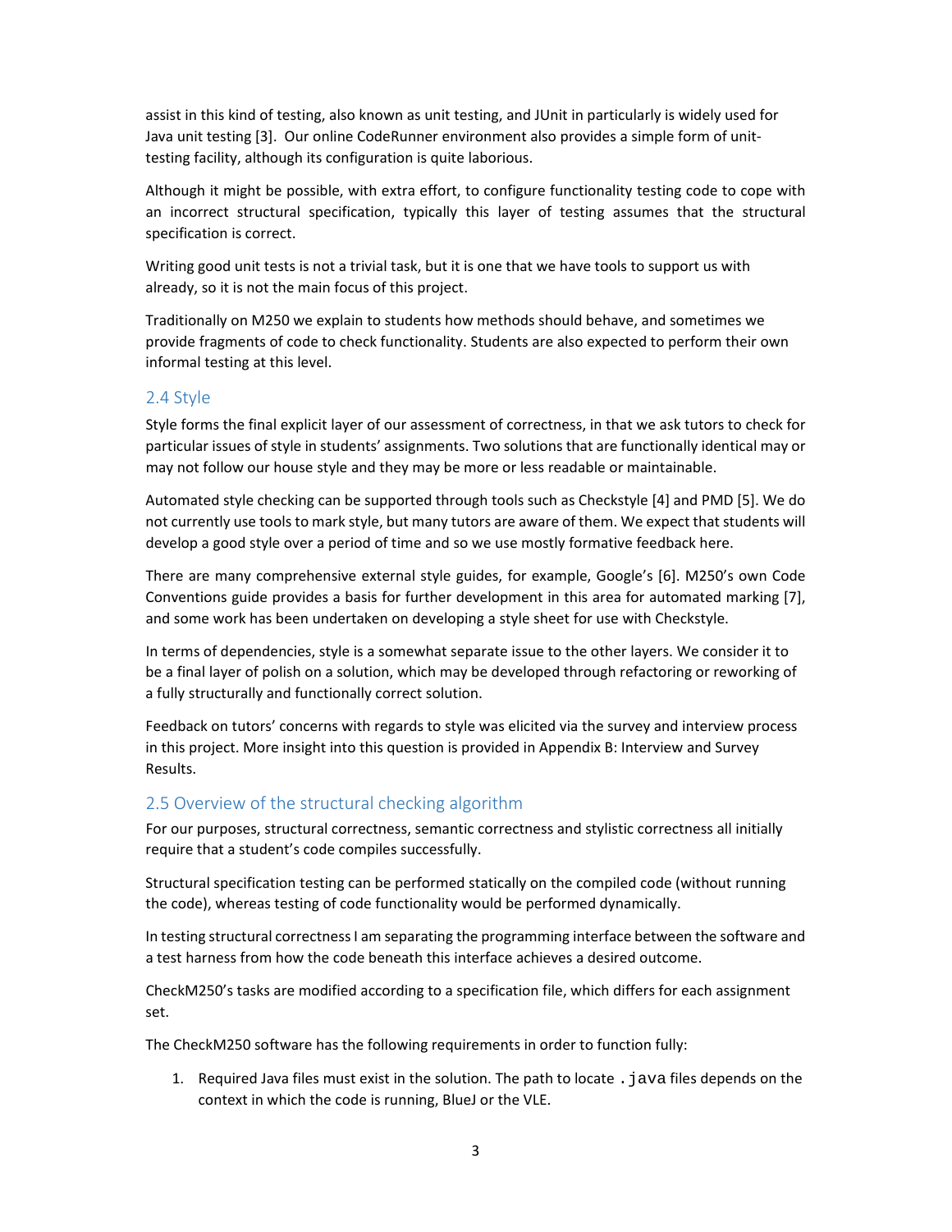assist in this kind of testing, also known as unit testing, and JUnit in particularly is widely used for Java unit testing [3]. Our online CodeRunner environment also provides a simple form of unit-testing facility, although its configuration is quite laborious.

Although it might be possible, with extra effort, to configure functionality testing code to cope with an incorrect structural specification, typically this layer of testing assumes that the structural specification is correct.

Writing good unit tests is not a trivial task, but it is one that we have tools to support us with already, so it is not the main focus of this project.

Traditionally on M250 we explain to students how methods should behave, and sometimes we provide fragments of code to check functionality. Students are also expected to perform their own informal testing at this level.

## 2.4 Style

Style forms the final explicit layer of our assessment of correctness, in that we ask tutors to check for particular issues of style in students' assignments. Two solutions that are functionally identical may or may not follow our house style and they may be more or less readable or maintainable.

Automated style checking can be supported through tools such as Checkstyle [4] and PMD [5]. We do not currently use tools to mark style, but many tutors are aware of them. We expect that students will develop a good style over a period of time and so we use mostly formative feedback here.

There are many comprehensive external style guides, for example, Google's [6]. M250's own Code Conventions guide provides a basis for further development in this area for automated marking [7], and some work has been undertaken on developing a style sheet for use with Checkstyle.

In terms of dependencies, style is a somewhat separate issue to the other layers. We consider it to be a final layer of polish on a solution, which may be developed through refactoring or reworking of a fully structurally and functionally correct solution.

Feedback on tutors' concerns with regards to style was elicited via the survey and interview process in this project. More insight into this question is provided in Appendix B: Interview and Survey Results.

## 2.5 Overview of the structural checking algorithm

For our purposes, structural correctness, semantic correctness and stylistic correctness all initially require that a student's code compiles successfully.

Structural specification testing can be performed statically on the compiled code (without running the code), whereas testing of code functionality would be performed dynamically.

In testing structural correctness I am separating the programming interface between the software and a test harness from how the code beneath this interface achieves a desired outcome.

CheckM250's tasks are modified according to a specification file, which differs for each assignment set.

The CheckM250 software has the following requirements in order to function fully:

1. Required Java files must exist in the solution. The path to locate `.java` files depends on the context in which the code is running, BlueJ or the VLE.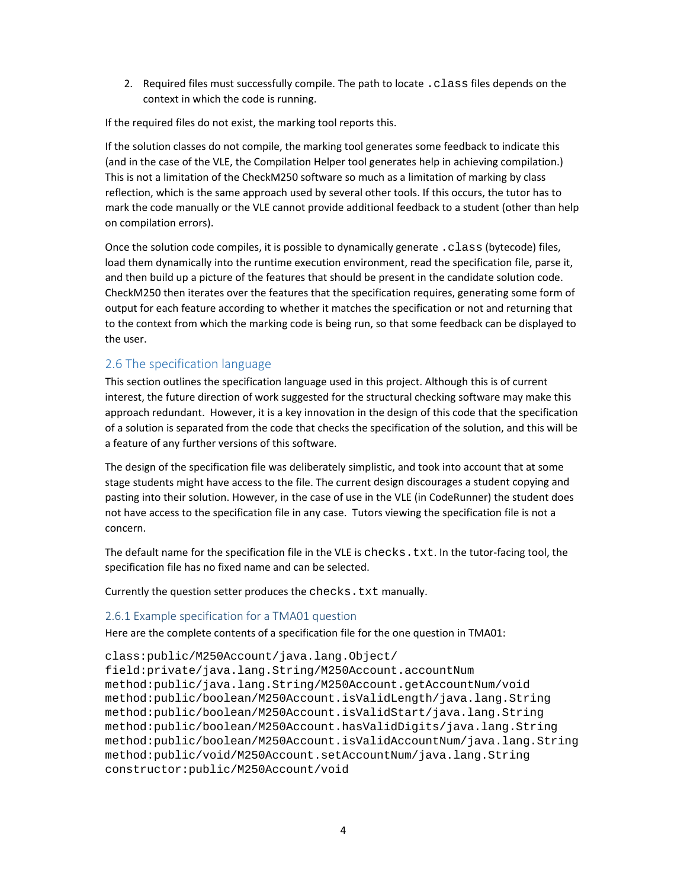2. Required files must successfully compile. The path to locate `.class` files depends on the context in which the code is running.

If the required files do not exist, the marking tool reports this.

If the solution classes do not compile, the marking tool generates some feedback to indicate this (and in the case of the VLE, the Compilation Helper tool generates help in achieving compilation.) This is not a limitation of the CheckM250 software so much as a limitation of marking by class reflection, which is the same approach used by several other tools. If this occurs, the tutor has to mark the code manually or the VLE cannot provide additional feedback to a student (other than help on compilation errors).

Once the solution code compiles, it is possible to dynamically generate `.class` (bytecode) files, load them dynamically into the runtime execution environment, read the specification file, parse it, and then build up a picture of the features that should be present in the candidate solution code. CheckM250 then iterates over the features that the specification requires, generating some form of output for each feature according to whether it matches the specification or not and returning that to the context from which the marking code is being run, so that some feedback can be displayed to the user.

## 2.6 The specification language

This section outlines the specification language used in this project. Although this is of current interest, the future direction of work suggested for the structural checking software may make this approach redundant. However, it is a key innovation in the design of this code that the specification of a solution is separated from the code that checks the specification of the solution, and this will be a feature of any further versions of this software.

The design of the specification file was deliberately simplistic, and took into account that at some stage students might have access to the file. The current design discourages a student copying and pasting into their solution. However, in the case of use in the VLE (in CodeRunner) the student does not have access to the specification file in any case. Tutors viewing the specification file is not a concern.

The default name for the specification file in the VLE is `checks.txt`. In the tutor-facing tool, the specification file has no fixed name and can be selected.

Currently the question setter produces the `checks.txt` manually.

### 2.6.1 Example specification for a TMA01 question

Here are the complete contents of a specification file for the one question in TMA01:

```
class:public/M250Account/java.lang.Object/
field:private/java.lang.String/M250Account.accountNum
method:public/java.lang.String/M250Account.getAccountNum/void
method:public/boolean/M250Account.isValidLength/java.lang.String
method:public/boolean/M250Account.isValidStart/java.lang.String
method:public/boolean/M250Account.hasValidDigits/java.lang.String
method:public/boolean/M250Account.isValidAccountNum/java.lang.String
method:public/void/M250Account.setAccountNum/java.lang.String
constructor:public/M250Account/void
```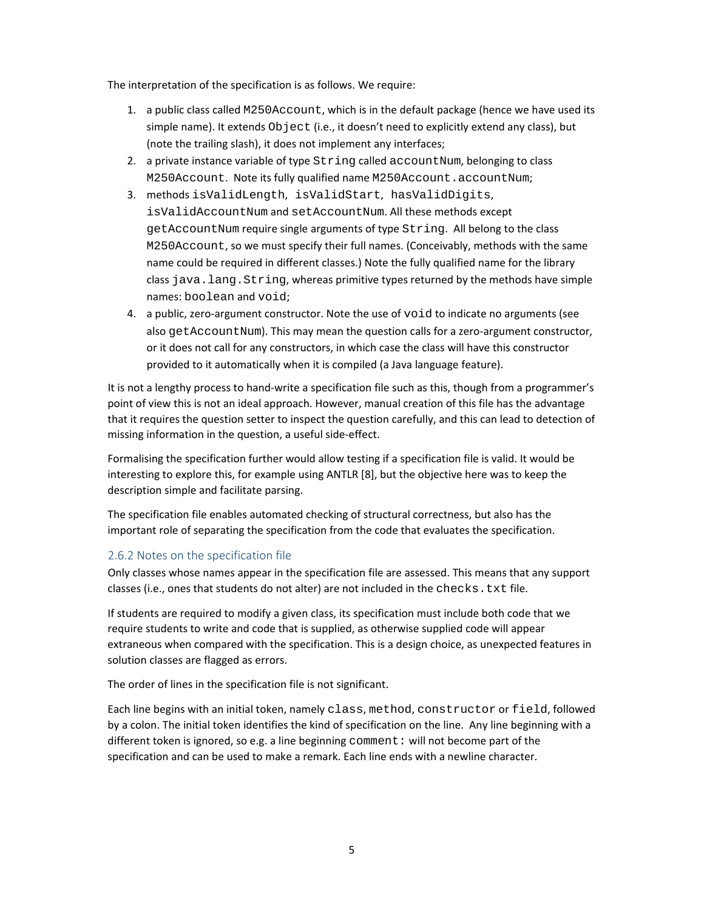The interpretation of the specification is as follows. We require:

1. a public class called `M250Account`, which is in the default package (hence we have used its simple name). It extends `Object` (i.e., it doesn't need to explicitly extend any class), but (note the trailing slash), it does not implement any interfaces;
2. a private instance variable of type `String` called `accountNum`, belonging to class `M250Account`. Note its fully qualified name `M250Account.accountNum`;
3. methods `isValidLength`, `isValidStart`, `hasValidDigits`, `isValidAccountNum` and `setAccountNum`. All these methods except `getAccountNum` require single arguments of type `String`. All belong to the class `M250Account`, so we must specify their full names. (Conceivably, methods with the same name could be required in different classes.) Note the fully qualified name for the library class `java.lang.String`, whereas primitive types returned by the methods have simple names: `boolean` and `void`;
4. a public, zero-argument constructor. Note the use of `void` to indicate no arguments (see also `getAccountNum`). This may mean the question calls for a zero-argument constructor, or it does not call for any constructors, in which case the class will have this constructor provided to it automatically when it is compiled (a Java language feature).

It is not a lengthy process to hand-write a specification file such as this, though from a programmer's point of view this is not an ideal approach. However, manual creation of this file has the advantage that it requires the question setter to inspect the question carefully, and this can lead to detection of missing information in the question, a useful side-effect.

Formalising the specification further would allow testing if a specification file is valid. It would be interesting to explore this, for example using ANTLR [8], but the objective here was to keep the description simple and facilitate parsing.

The specification file enables automated checking of structural correctness, but also has the important role of separating the specification from the code that evaluates the specification.

### 2.6.2 Notes on the specification file

Only classes whose names appear in the specification file are assessed. This means that any support classes (i.e., ones that students do not alter) are not included in the `checks.txt` file.

If students are required to modify a given class, its specification must include both code that we require students to write and code that is supplied, as otherwise supplied code will appear extraneous when compared with the specification. This is a design choice, as unexpected features in solution classes are flagged as errors.

The order of lines in the specification file is not significant.

Each line begins with an initial token, namely `class`, `method`, `constructor` or `field`, followed by a colon. The initial token identifies the kind of specification on the line. Any line beginning with a different token is ignored, so e.g. a line beginning `comment:` will not become part of the specification and can be used to make a remark. Each line ends with a newline character.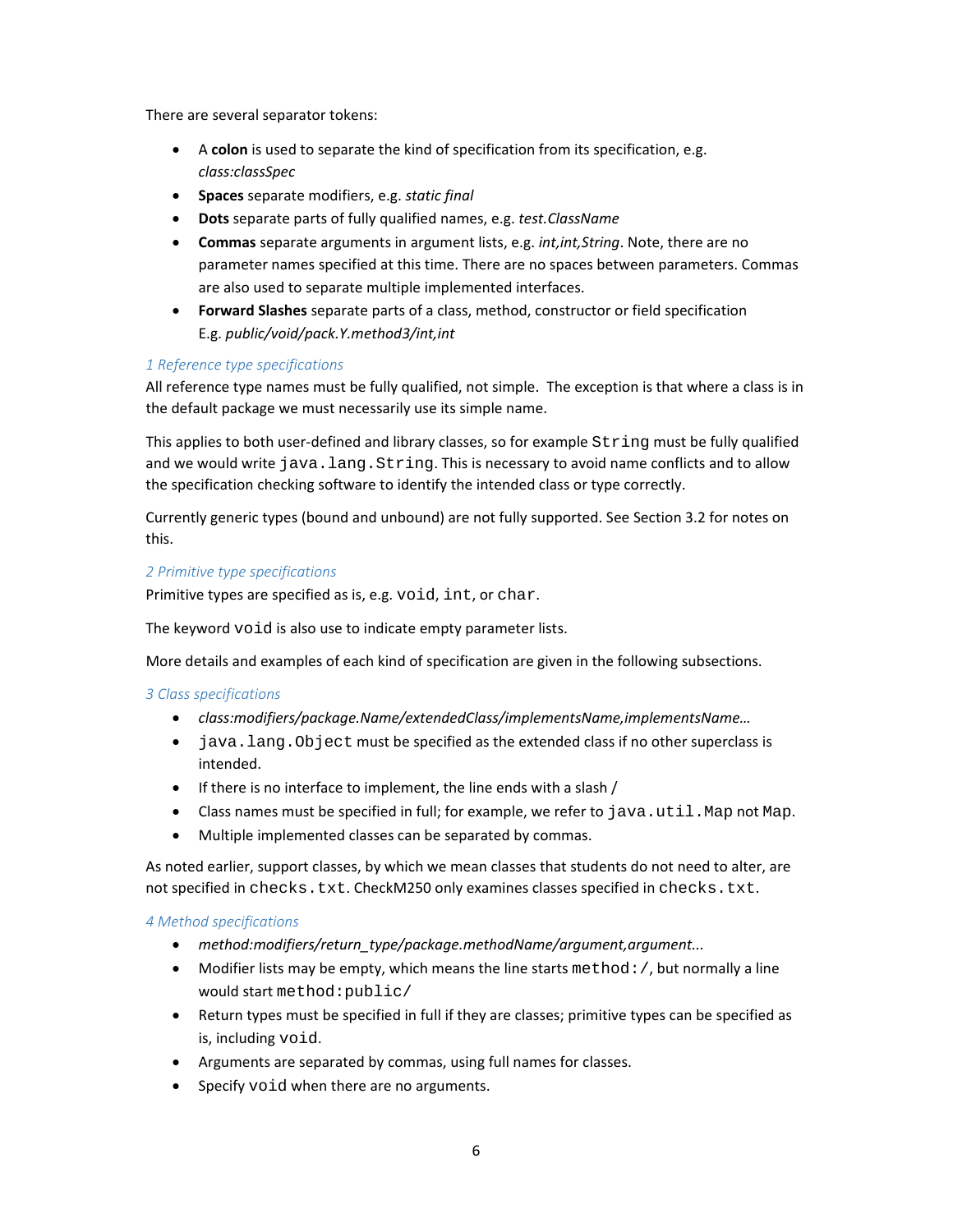There are several separator tokens:

- A **colon** is used to separate the kind of specification from its specification, e.g. *class:classSpec*
- **Spaces** separate modifiers, e.g. *static final*
- **Dots** separate parts of fully qualified names, e.g. *test.ClassName*
- **Commas** separate arguments in argument lists, e.g. *int,int,String*. Note, there are no parameter names specified at this time. There are no spaces between parameters. Commas are also used to separate multiple implemented interfaces.
- **Forward Slashes** separate parts of a class, method, constructor or field specification E.g. *public/void/pack.Y.method3/int,int*

### 1 Reference type specifications

All reference type names must be fully qualified, not simple. The exception is that where a class is in the default package we must necessarily use its simple name.

This applies to both user-defined and library classes, so for example `String` must be fully qualified and we would write `java.lang.String`. This is necessary to avoid name conflicts and to allow the specification checking software to identify the intended class or type correctly.

Currently generic types (bound and unbound) are not fully supported. See Section 3.2 for notes on this.

### 2 Primitive type specifications

Primitive types are specified as is, e.g. `void`, `int`, or `char`.

The keyword `void` is also use to indicate empty parameter lists.

More details and examples of each kind of specification are given in the following subsections.

### 3 Class specifications

- *class:modifiers/package.Name/extendedClass/implementsName,implementsName…*
- `java.lang.Object` must be specified as the extended class if no other superclass is intended.
- If there is no interface to implement, the line ends with a slash /
- Class names must be specified in full; for example, we refer to `java.util.Map` not `Map`.
- Multiple implemented classes can be separated by commas.

As noted earlier, support classes, by which we mean classes that students do not need to alter, are not specified in `checks.txt`. CheckM250 only examines classes specified in `checks.txt`.

### 4 Method specifications

- *method:modifiers/return_type/package.methodName/argument,argument...*
- Modifier lists may be empty, which means the line starts `method:/`, but normally a line would start `method:public/`
- Return types must be specified in full if they are classes; primitive types can be specified as is, including `void`.
- Arguments are separated by commas, using full names for classes.
- Specify `void` when there are no arguments.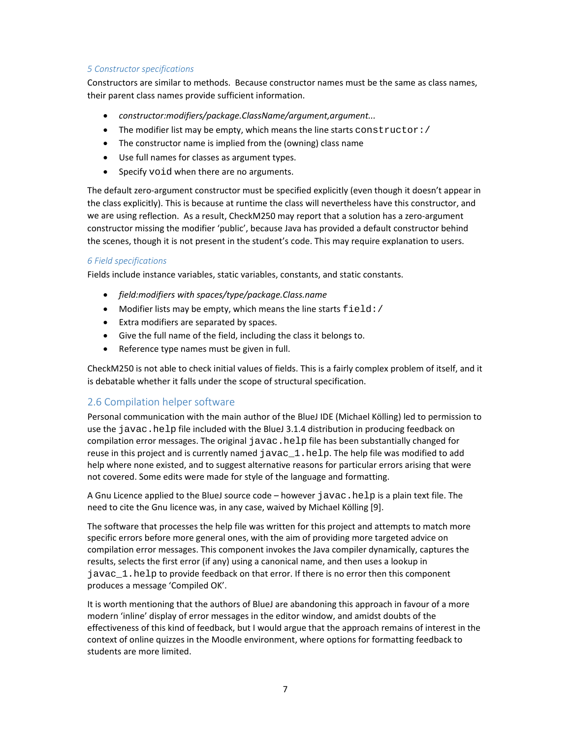### *5 Constructor specifications*

Constructors are similar to methods. Because constructor names must be the same as class names, their parent class names provide sufficient information.

- *constructor:modifiers/package.ClassName/argument,argument...*
- The modifier list may be empty, which means the line starts `constructor:/`
- The constructor name is implied from the (owning) class name
- Use full names for classes as argument types.
- Specify `void` when there are no arguments.

The default zero-argument constructor must be specified explicitly (even though it doesn't appear in the class explicitly). This is because at runtime the class will nevertheless have this constructor, and we are using reflection. As a result, CheckM250 may report that a solution has a zero-argument constructor missing the modifier 'public', because Java has provided a default constructor behind the scenes, though it is not present in the student's code. This may require explanation to users.

### *6 Field specifications*

Fields include instance variables, static variables, constants, and static constants.

- *field:modifiers with spaces/type/package.Class.name*
- Modifier lists may be empty, which means the line starts `field:/`
- Extra modifiers are separated by spaces.
- Give the full name of the field, including the class it belongs to.
- Reference type names must be given in full.

CheckM250 is not able to check initial values of fields. This is a fairly complex problem of itself, and it is debatable whether it falls under the scope of structural specification.

## 2.6 Compilation helper software

Personal communication with the main author of the BlueJ IDE (Michael Kölling) led to permission to use the `javac.help` file included with the BlueJ 3.1.4 distribution in producing feedback on compilation error messages. The original `javac.help` file has been substantially changed for reuse in this project and is currently named `javac_1.help`. The help file was modified to add help where none existed, and to suggest alternative reasons for particular errors arising that were not covered. Some edits were made for style of the language and formatting.

A Gnu Licence applied to the BlueJ source code – however `javac.help` is a plain text file. The need to cite the Gnu licence was, in any case, waived by Michael Kölling [9].

The software that processes the help file was written for this project and attempts to match more specific errors before more general ones, with the aim of providing more targeted advice on compilation error messages. This component invokes the Java compiler dynamically, captures the results, selects the first error (if any) using a canonical name, and then uses a lookup in `javac_1.help` to provide feedback on that error. If there is no error then this component produces a message 'Compiled OK'.

It is worth mentioning that the authors of BlueJ are abandoning this approach in favour of a more modern 'inline' display of error messages in the editor window, and amidst doubts of the effectiveness of this kind of feedback, but I would argue that the approach remains of interest in the context of online quizzes in the Moodle environment, where options for formatting feedback to students are more limited.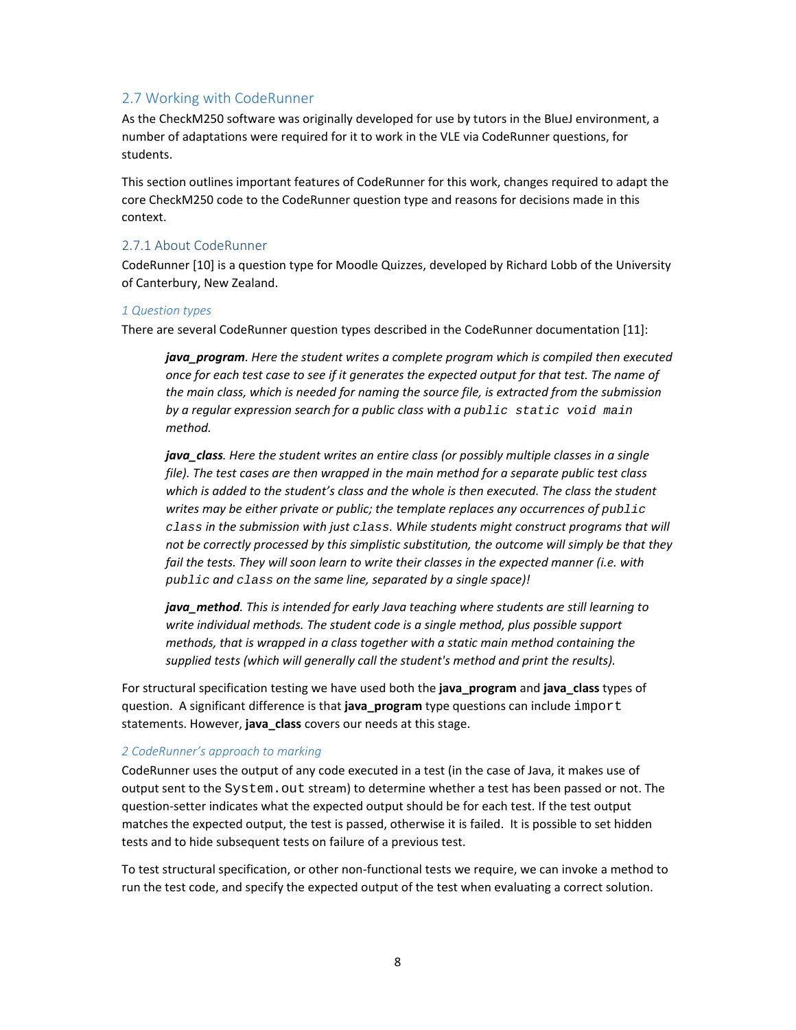## 2.7 Working with CodeRunner

As the CheckM250 software was originally developed for use by tutors in the BlueJ environment, a number of adaptations were required for it to work in the VLE via CodeRunner questions, for students.

This section outlines important features of CodeRunner for this work, changes required to adapt the core CheckM250 code to the CodeRunner question type and reasons for decisions made in this context.

### 2.7.1 About CodeRunner

CodeRunner [10] is a question type for Moodle Quizzes, developed by Richard Lobb of the University of Canterbury, New Zealand.

#### *1 Question types*

There are several CodeRunner question types described in the CodeRunner documentation [11]:

> ***java_program****. Here the student writes a complete program which is compiled then executed once for each test case to see if it generates the expected output for that test. The name of the main class, which is needed for naming the source file, is extracted from the submission by a regular expression search for a public class with a* `public static void main` *method.*
>
> ***java_class****. Here the student writes an entire class (or possibly multiple classes in a single file). The test cases are then wrapped in the main method for a separate public test class which is added to the student's class and the whole is then executed. The class the student writes may be either private or public; the template replaces any occurrences of* `public class` *in the submission with just* `class`*. While students might construct programs that will not be correctly processed by this simplistic substitution, the outcome will simply be that they fail the tests. They will soon learn to write their classes in the expected manner (i.e. with* `public` *and* `class` *on the same line, separated by a single space)!*
>
> ***java_method****. This is intended for early Java teaching where students are still learning to write individual methods. The student code is a single method, plus possible support methods, that is wrapped in a class together with a static main method containing the supplied tests (which will generally call the student's method and print the results).*

For structural specification testing we have used both the **java_program** and **java_class** types of question. A significant difference is that **java_program** type questions can include `import` statements. However, **java_class** covers our needs at this stage.

#### *2 CodeRunner's approach to marking*

CodeRunner uses the output of any code executed in a test (in the case of Java, it makes use of output sent to the `System.out` stream) to determine whether a test has been passed or not. The question-setter indicates what the expected output should be for each test. If the test output matches the expected output, the test is passed, otherwise it is failed. It is possible to set hidden tests and to hide subsequent tests on failure of a previous test.

To test structural specification, or other non-functional tests we require, we can invoke a method to run the test code, and specify the expected output of the test when evaluating a correct solution.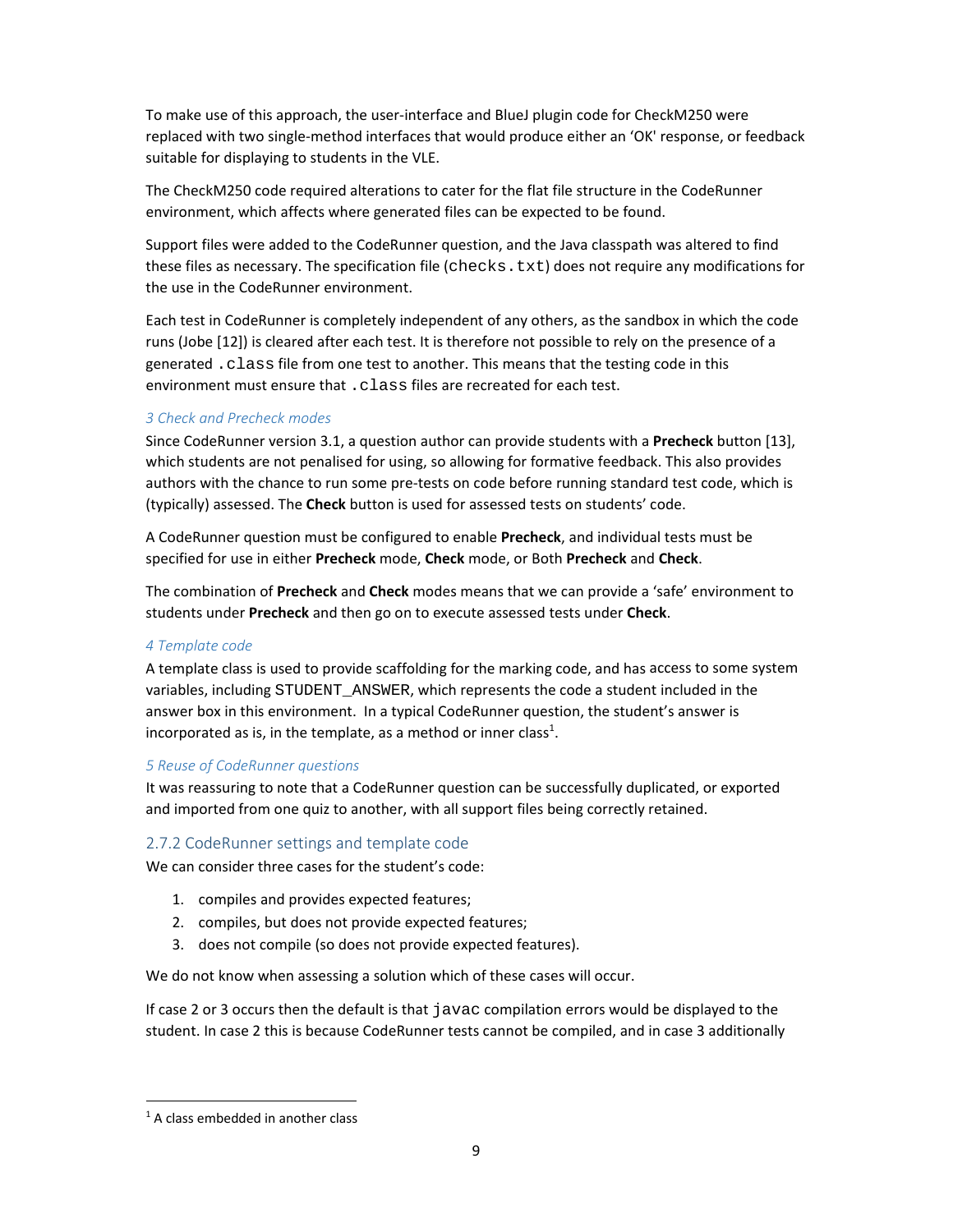To make use of this approach, the user-interface and BlueJ plugin code for CheckM250 were replaced with two single-method interfaces that would produce either an 'OK' response, or feedback suitable for displaying to students in the VLE.

The CheckM250 code required alterations to cater for the flat file structure in the CodeRunner environment, which affects where generated files can be expected to be found.

Support files were added to the CodeRunner question, and the Java classpath was altered to find these files as necessary. The specification file (`checks.txt`) does not require any modifications for the use in the CodeRunner environment.

Each test in CodeRunner is completely independent of any others, as the sandbox in which the code runs (Jobe [12]) is cleared after each test. It is therefore not possible to rely on the presence of a generated `.class` file from one test to another. This means that the testing code in this environment must ensure that `.class` files are recreated for each test.

#### *3 Check and Precheck modes*

Since CodeRunner version 3.1, a question author can provide students with a **Precheck** button [13], which students are not penalised for using, so allowing for formative feedback. This also provides authors with the chance to run some pre-tests on code before running standard test code, which is (typically) assessed. The **Check** button is used for assessed tests on students' code.

A CodeRunner question must be configured to enable **Precheck**, and individual tests must be specified for use in either **Precheck** mode, **Check** mode, or Both **Precheck** and **Check**.

The combination of **Precheck** and **Check** modes means that we can provide a 'safe' environment to students under **Precheck** and then go on to execute assessed tests under **Check**.

#### *4 Template code*

A template class is used to provide scaffolding for the marking code, and has access to some system variables, including STUDENT_ANSWER, which represents the code a student included in the answer box in this environment. In a typical CodeRunner question, the student's answer is incorporated as is, in the template, as a method or inner class[1].

#### *5 Reuse of CodeRunner questions*

It was reassuring to note that a CodeRunner question can be successfully duplicated, or exported and imported from one quiz to another, with all support files being correctly retained.

### 2.7.2 CodeRunner settings and template code

We can consider three cases for the student's code:

1. compiles and provides expected features;
2. compiles, but does not provide expected features;
3. does not compile (so does not provide expected features).

We do not know when assessing a solution which of these cases will occur.

If case 2 or 3 occurs then the default is that `javac` compilation errors would be displayed to the student. In case 2 this is because CodeRunner tests cannot be compiled, and in case 3 additionally

---

[1] A class embedded in another class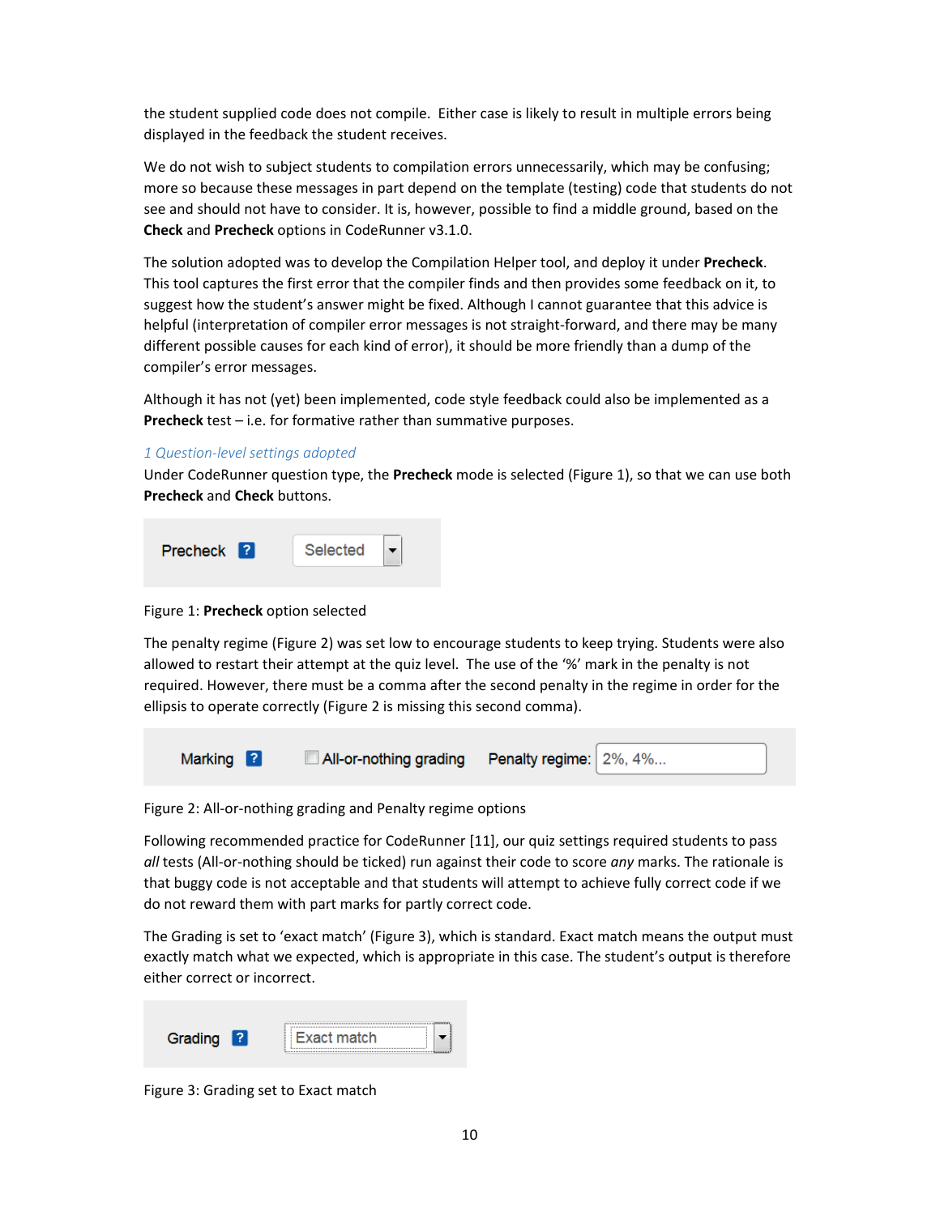the student supplied code does not compile. Either case is likely to result in multiple errors being displayed in the feedback the student receives.

We do not wish to subject students to compilation errors unnecessarily, which may be confusing; more so because these messages in part depend on the template (testing) code that students do not see and should not have to consider. It is, however, possible to find a middle ground, based on the **Check** and **Precheck** options in CodeRunner v3.1.0.

The solution adopted was to develop the Compilation Helper tool, and deploy it under **Precheck**. This tool captures the first error that the compiler finds and then provides some feedback on it, to suggest how the student's answer might be fixed. Although I cannot guarantee that this advice is helpful (interpretation of compiler error messages is not straight-forward, and there may be many different possible causes for each kind of error), it should be more friendly than a dump of the compiler's error messages.

Although it has not (yet) been implemented, code style feedback could also be implemented as a **Precheck** test – i.e. for formative rather than summative purposes.

### 1 Question-level settings adopted

Under CodeRunner question type, the **Precheck** mode is selected (Figure 1), so that we can use both **Precheck** and **Check** buttons.

Precheck ? Selected

Figure 1: **Precheck** option selected

The penalty regime (Figure 2) was set low to encourage students to keep trying. Students were also allowed to restart their attempt at the quiz level. The use of the '%' mark in the penalty is not required. However, there must be a comma after the second penalty in the regime in order for the ellipsis to operate correctly (Figure 2 is missing this second comma).

Marking ? All-or-nothing grading Penalty regime: 2%, 4%...

Figure 2: All-or-nothing grading and Penalty regime options

Following recommended practice for CodeRunner [11], our quiz settings required students to pass *all* tests (All-or-nothing should be ticked) run against their code to score *any* marks. The rationale is that buggy code is not acceptable and that students will attempt to achieve fully correct code if we do not reward them with part marks for partly correct code.

The Grading is set to 'exact match' (Figure 3), which is standard. Exact match means the output must exactly match what we expected, which is appropriate in this case. The student's output is therefore either correct or incorrect.

Grading ? Exact match

Figure 3: Grading set to Exact match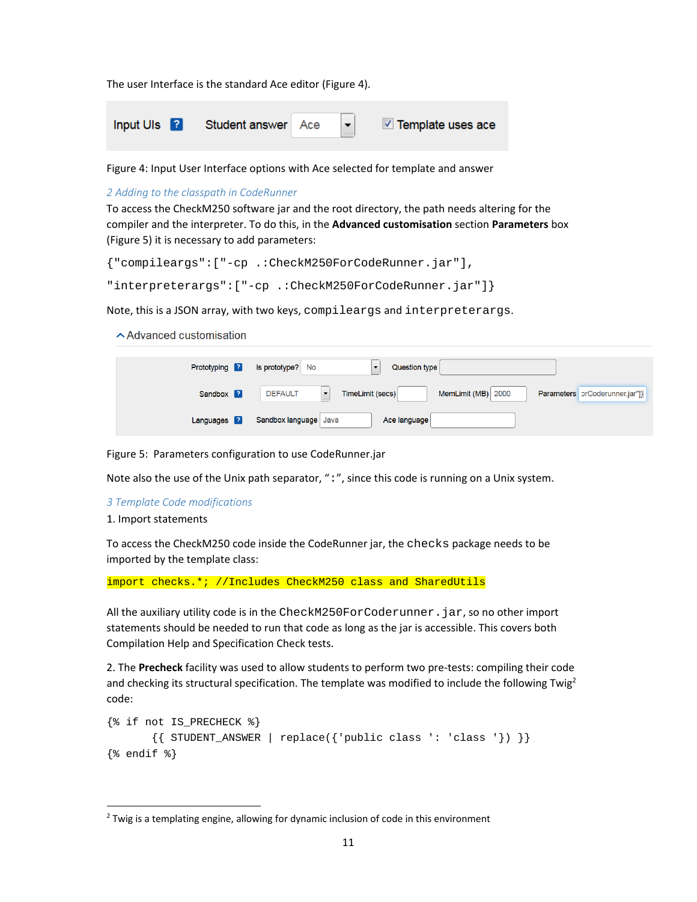The user Interface is the standard Ace editor (Figure 4).

Input UIs ? Student answer Ace ☑ Template uses ace

Figure 4: Input User Interface options with Ace selected for template and answer

### *2 Adding to the classpath in CodeRunner*

To access the CheckM250 software jar and the root directory, the path needs altering for the compiler and the interpreter. To do this, in the **Advanced customisation** section **Parameters** box (Figure 5) it is necessary to add parameters:

```
{"compileargs":["-cp .:CheckM250ForCodeRunner.jar"],
"interpreterargs":["-cp .:CheckM250ForCodeRunner.jar"]}
```

Note, this is a JSON array, with two keys, `compileargs` and `interpreterargs`.

^ Advanced customisation

| Prototyping ? | Is prototype? No | Question type | | |
|---|---|---|---|---|
| Sandbox ? | DEFAULT | TimeLimit (secs) | MemLimit (MB) 2000 | Parameters orCoderunner.jar"]} |
| Languages ? | Sandbox language Java | Ace language | | |

Figure 5: Parameters configuration to use CodeRunner.jar

Note also the use of the Unix path separator, "`:`", since this code is running on a Unix system.

### *3 Template Code modifications*

1. Import statements

To access the CheckM250 code inside the CodeRunner jar, the `checks` package needs to be imported by the template class:

```
import checks.*; //Includes CheckM250 class and SharedUtils
```

All the auxiliary utility code is in the `CheckM250ForCoderunner.jar`, so no other import statements should be needed to run that code as long as the jar is accessible. This covers both Compilation Help and Specification Check tests.

2. The **Precheck** facility was used to allow students to perform two pre-tests: compiling their code and checking its structural specification. The template was modified to include the following Twig[2] code:

```
{% if not IS_PRECHECK %}
      {{ STUDENT_ANSWER | replace({'public class ': 'class '}) }}
{% endif %}
```

[2] Twig is a templating engine, allowing for dynamic inclusion of code in this environment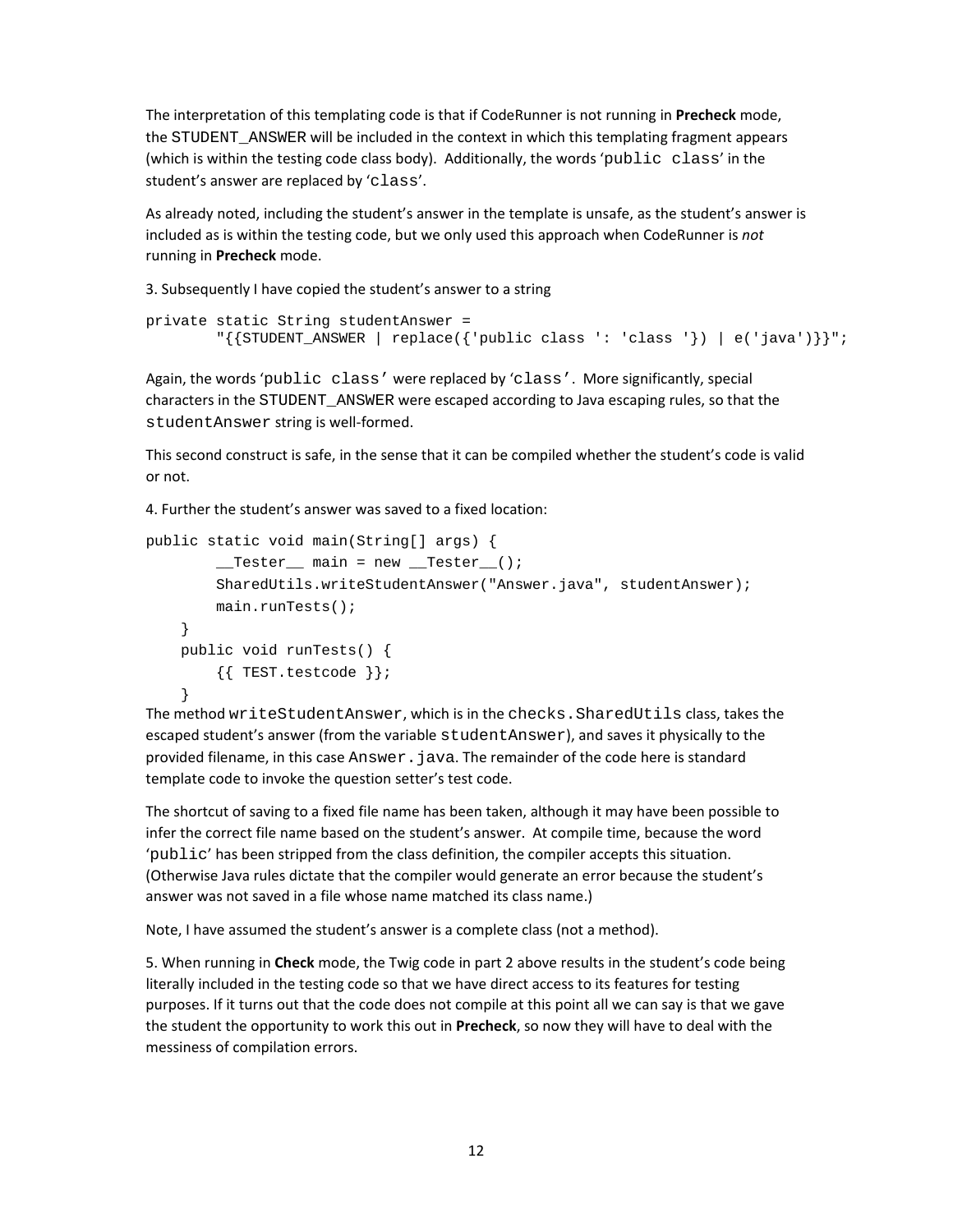The interpretation of this templating code is that if CodeRunner is not running in **Precheck** mode, the `STUDENT_ANSWER` will be included in the context in which this templating fragment appears (which is within the testing code class body). Additionally, the words '`public class`' in the student's answer are replaced by '`class`'.

As already noted, including the student's answer in the template is unsafe, as the student's answer is included as is within the testing code, but we only used this approach when CodeRunner is *not* running in **Precheck** mode.

3. Subsequently I have copied the student's answer to a string

```
private static String studentAnswer =
        "{{STUDENT_ANSWER | replace({'public class ': 'class '}) | e('java')}}";
```

Again, the words '`public class`' were replaced by '`class`'. More significantly, special characters in the `STUDENT_ANSWER` were escaped according to Java escaping rules, so that the `studentAnswer` string is well-formed.

This second construct is safe, in the sense that it can be compiled whether the student's code is valid or not.

4. Further the student's answer was saved to a fixed location:

```
public static void main(String[] args) {
        __Tester__ main = new __Tester__();
        SharedUtils.writeStudentAnswer("Answer.java", studentAnswer);
        main.runTests();
    }
    public void runTests() {
        {{ TEST.testcode }};
    }
```

The method `writeStudentAnswer`, which is in the `checks.SharedUtils` class, takes the escaped student's answer (from the variable `studentAnswer`), and saves it physically to the provided filename, in this case `Answer.java`. The remainder of the code here is standard template code to invoke the question setter's test code.

The shortcut of saving to a fixed file name has been taken, although it may have been possible to infer the correct file name based on the student's answer. At compile time, because the word '`public`' has been stripped from the class definition, the compiler accepts this situation. (Otherwise Java rules dictate that the compiler would generate an error because the student's answer was not saved in a file whose name matched its class name.)

Note, I have assumed the student's answer is a complete class (not a method).

5. When running in **Check** mode, the Twig code in part 2 above results in the student's code being literally included in the testing code so that we have direct access to its features for testing purposes. If it turns out that the code does not compile at this point all we can say is that we gave the student the opportunity to work this out in **Precheck**, so now they will have to deal with the messiness of compilation errors.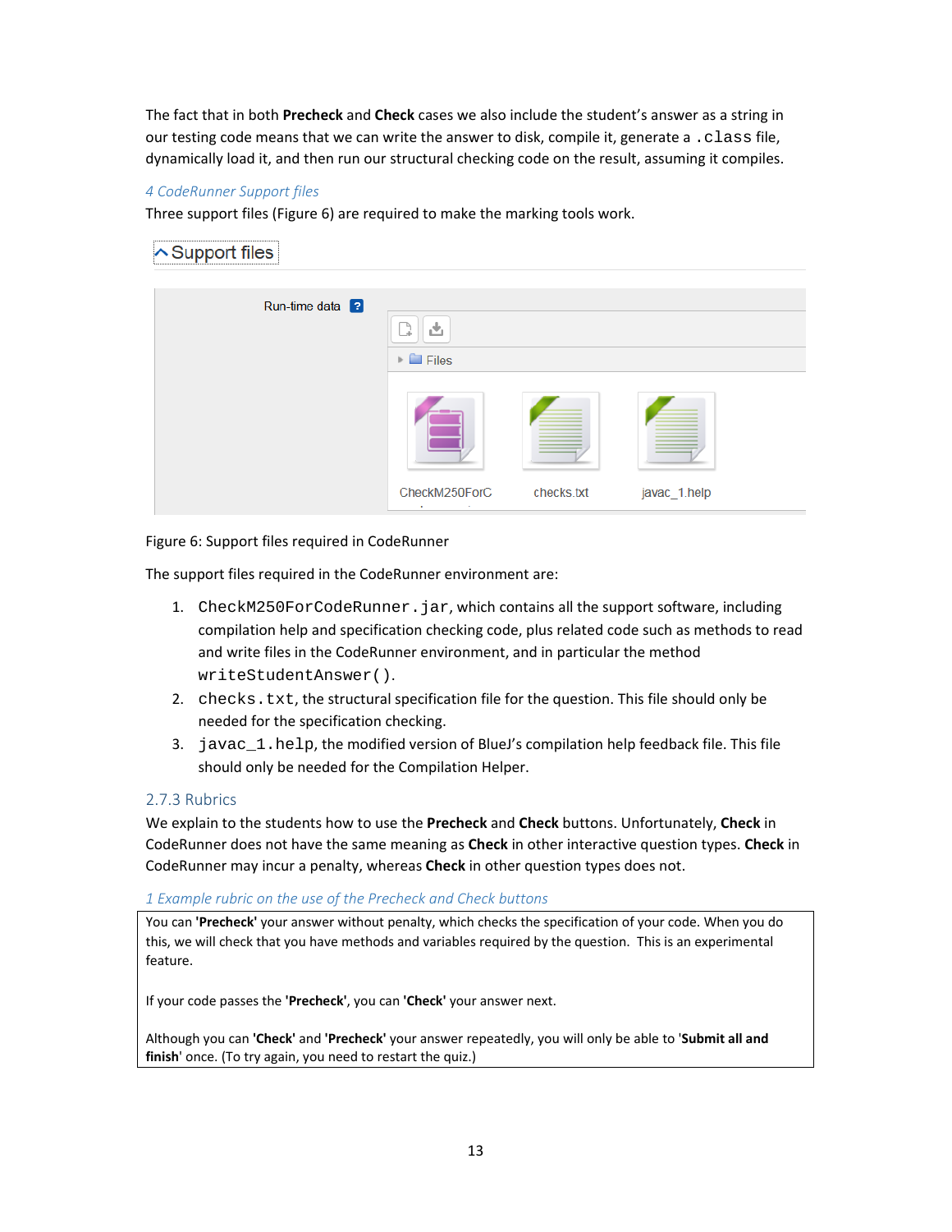The fact that in both **Precheck** and **Check** cases we also include the student's answer as a string in our testing code means that we can write the answer to disk, compile it, generate a `.class` file, dynamically load it, and then run our structural checking code on the result, assuming it compiles.

*4 CodeRunner Support files*

Three support files (Figure 6) are required to make the marking tools work.

Figure 6: Support files required in CodeRunner

The support files required in the CodeRunner environment are:

1. `CheckM250ForCodeRunner.jar`, which contains all the support software, including compilation help and specification checking code, plus related code such as methods to read and write files in the CodeRunner environment, and in particular the method `writeStudentAnswer()`.
2. `checks.txt`, the structural specification file for the question. This file should only be needed for the specification checking.
3. `javac_1.help`, the modified version of BlueJ's compilation help feedback file. This file should only be needed for the Compilation Helper.

### 2.7.3 Rubrics

We explain to the students how to use the **Precheck** and **Check** buttons. Unfortunately, **Check** in CodeRunner does not have the same meaning as **Check** in other interactive question types. **Check** in CodeRunner may incur a penalty, whereas **Check** in other question types does not.

*1 Example rubric on the use of the Precheck and Check buttons*

| |
|---|
| You can **'Precheck'** your answer without penalty, which checks the specification of your code. When you do this, we will check that you have methods and variables required by the question. This is an experimental feature.<br><br>If your code passes the **'Precheck'**, you can **'Check'** your answer next.<br><br>Although you can **'Check'** and **'Precheck'** your answer repeatedly, you will only be able to '**Submit all and finish**' once. (To try again, you need to restart the quiz.) |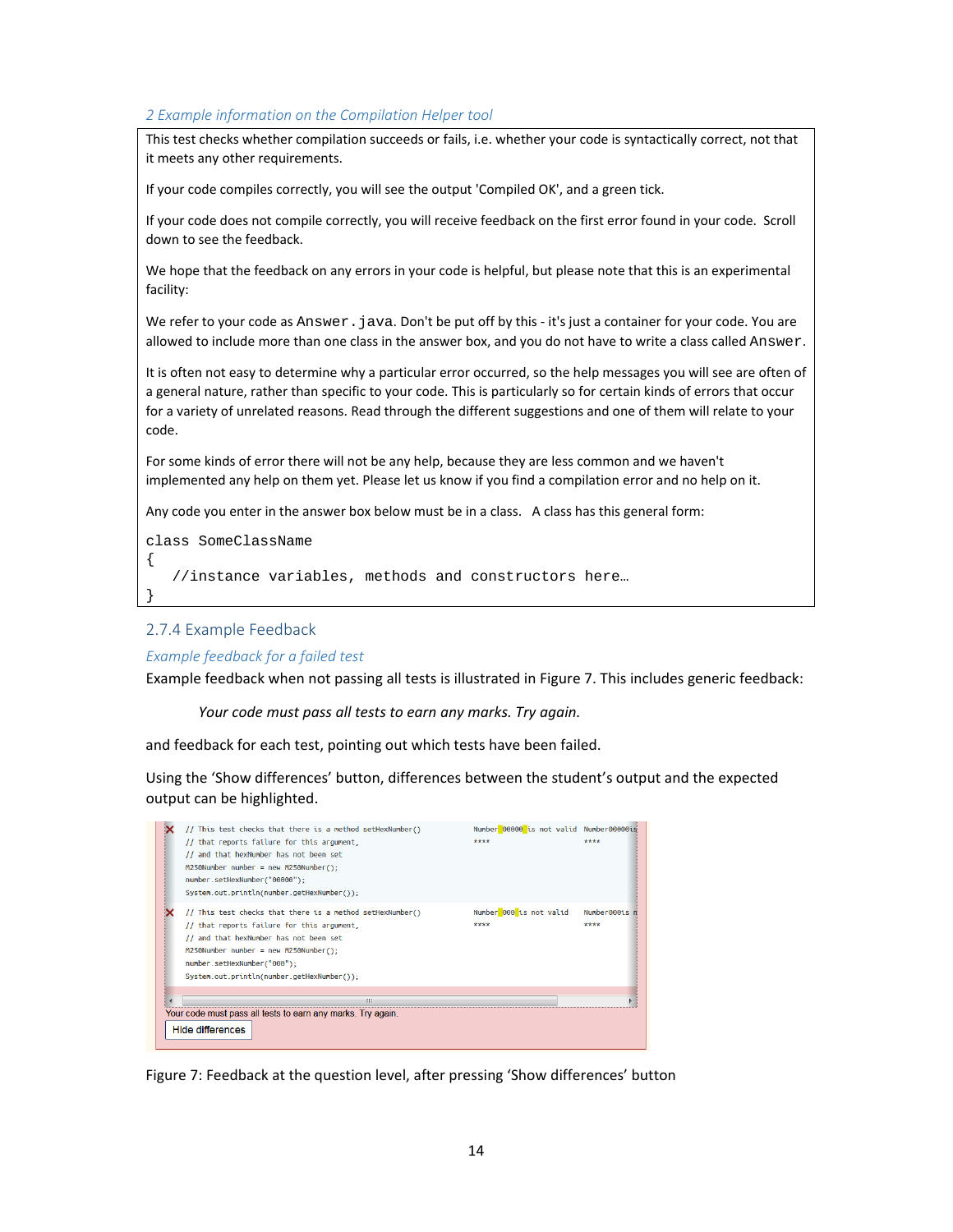*2 Example information on the Compilation Helper tool*

This test checks whether compilation succeeds or fails, i.e. whether your code is syntactically correct, not that it meets any other requirements.

If your code compiles correctly, you will see the output 'Compiled OK', and a green tick.

If your code does not compile correctly, you will receive feedback on the first error found in your code. Scroll down to see the feedback.

We hope that the feedback on any errors in your code is helpful, but please note that this is an experimental facility:

We refer to your code as `Answer.java`. Don't be put off by this - it's just a container for your code. You are allowed to include more than one class in the answer box, and you do not have to write a class called `Answer`.

It is often not easy to determine why a particular error occurred, so the help messages you will see are often of a general nature, rather than specific to your code. This is particularly so for certain kinds of errors that occur for a variety of unrelated reasons. Read through the different suggestions and one of them will relate to your code.

For some kinds of error there will not be any help, because they are less common and we haven't implemented any help on them yet. Please let us know if you find a compilation error and no help on it.

Any code you enter in the answer box below must be in a class. A class has this general form:

```
class SomeClassName
{
   //instance variables, methods and constructors here…
}
```

### 2.7.4 Example Feedback

*Example feedback for a failed test*

Example feedback when not passing all tests is illustrated in Figure 7. This includes generic feedback:

> *Your code must pass all tests to earn any marks. Try again.*

and feedback for each test, pointing out which tests have been failed.

Using the 'Show differences' button, differences between the student's output and the expected output can be highlighted.

```
// This test checks that there is a method setHexNumber()
// that reports failure for this argument,
// and that hexNumber has not been set
M250Number number = new M250Number();
number.setHexNumber("00000");
System.out.println(number.getHexNumber());
```

| Output | Expected |
|---|---|
| Number 00000 is not valid<br>**** | Number00000is<br>**** |

```
// This test checks that there is a method setHexNumber()
// that reports failure for this argument,
// and that hexNumber has not been set
M250Number number = new M250Number();
number.setHexNumber("000");
System.out.println(number.getHexNumber());
```

| Output | Expected |
|---|---|
| Number 000 is not valid<br>**** | Number000is n<br>**** |

Your code must pass all tests to earn any marks. Try again.

Hide differences

Figure 7: Feedback at the question level, after pressing 'Show differences' button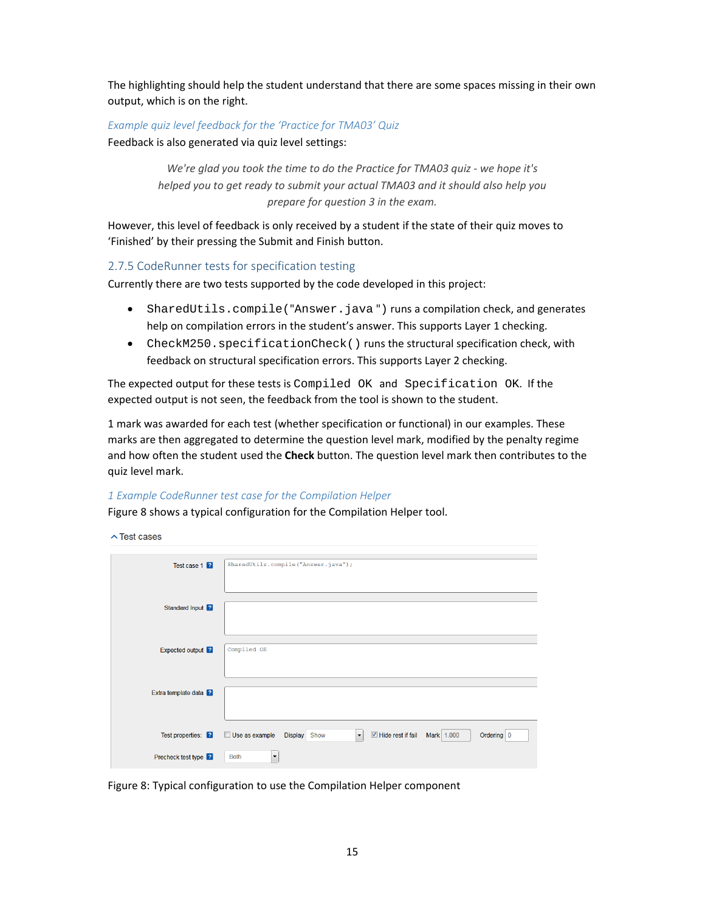The highlighting should help the student understand that there are some spaces missing in their own output, which is on the right.

*Example quiz level feedback for the 'Practice for TMA03' Quiz*

Feedback is also generated via quiz level settings:

> *We're glad you took the time to do the Practice for TMA03 quiz - we hope it's helped you to get ready to submit your actual TMA03 and it should also help you prepare for question 3 in the exam.*

However, this level of feedback is only received by a student if the state of their quiz moves to 'Finished' by their pressing the Submit and Finish button.

### 2.7.5 CodeRunner tests for specification testing

Currently there are two tests supported by the code developed in this project:

- `SharedUtils.compile("Answer.java")` runs a compilation check, and generates help on compilation errors in the student's answer. This supports Layer 1 checking.
- `CheckM250.specificationCheck()` runs the structural specification check, with feedback on structural specification errors. This supports Layer 2 checking.

The expected output for these tests is `Compiled OK` and `Specification OK`. If the expected output is not seen, the feedback from the tool is shown to the student.

1 mark was awarded for each test (whether specification or functional) in our examples. These marks are then aggregated to determine the question level mark, modified by the penalty regime and how often the student used the **Check** button. The question level mark then contributes to the quiz level mark.

*1 Example CodeRunner test case for the Compilation Helper*

Figure 8 shows a typical configuration for the Compilation Helper tool.

Test cases

| | |
|---|---|
| Test case 1 | `SharedUtils.compile("Answer.java");` |
| Standard Input | |
| Expected output | `Compiled OK` |
| Extra template data | |
| Test properties: | ☐ Use as example · Display: Show · ☑ Hide rest if fail · Mark: 1.000 · Ordering: 0 |
| Precheck test type | Both |

Figure 8: Typical configuration to use the Compilation Helper component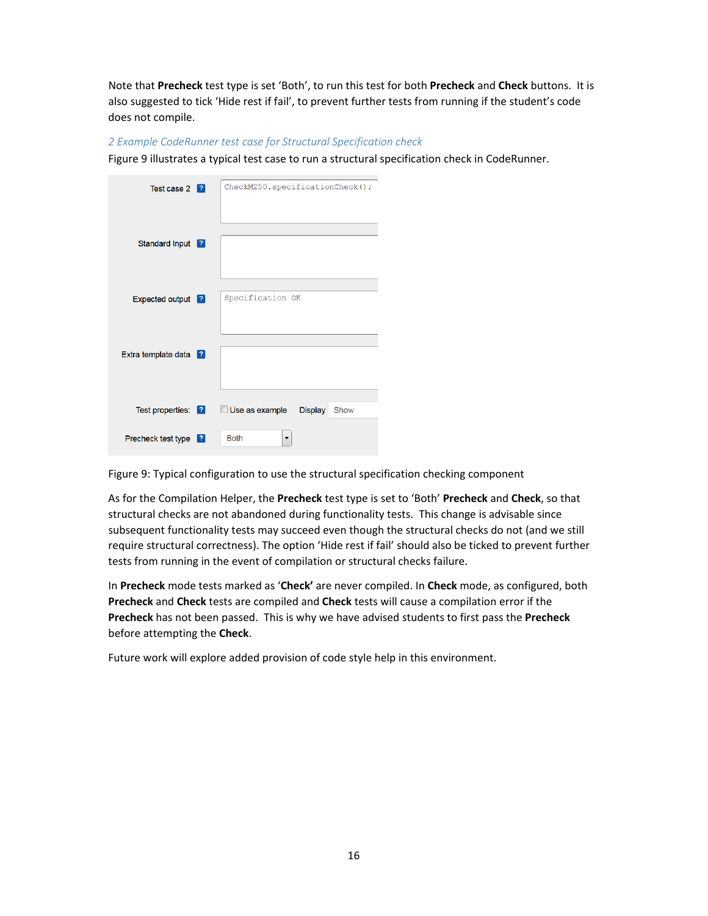Note that **Precheck** test type is set 'Both', to run this test for both **Precheck** and **Check** buttons. It is also suggested to tick 'Hide rest if fail', to prevent further tests from running if the student's code does not compile.

### *2 Example CodeRunner test case for Structural Specification check*

Figure 9 illustrates a typical test case to run a structural specification check in CodeRunner.

| | |
|---|---|
| Test case 2 | `CheckM250.specificationCheck();` |
| Standard Input | |
| Expected output | `Specification OK` |
| Extra template data | |
| Test properties: | ☐ Use as example &nbsp; Display: Show |
| Precheck test type | Both |

Figure 9: Typical configuration to use the structural specification checking component

As for the Compilation Helper, the **Precheck** test type is set to 'Both' **Precheck** and **Check**, so that structural checks are not abandoned during functionality tests. This change is advisable since subsequent functionality tests may succeed even though the structural checks do not (and we still require structural correctness). The option 'Hide rest if fail' should also be ticked to prevent further tests from running in the event of compilation or structural checks failure.

In **Precheck** mode tests marked as '**Check**' are never compiled. In **Check** mode, as configured, both **Precheck** and **Check** tests are compiled and **Check** tests will cause a compilation error if the **Precheck** has not been passed. This is why we have advised students to first pass the **Precheck** before attempting the **Check**.

Future work will explore added provision of code style help in this environment.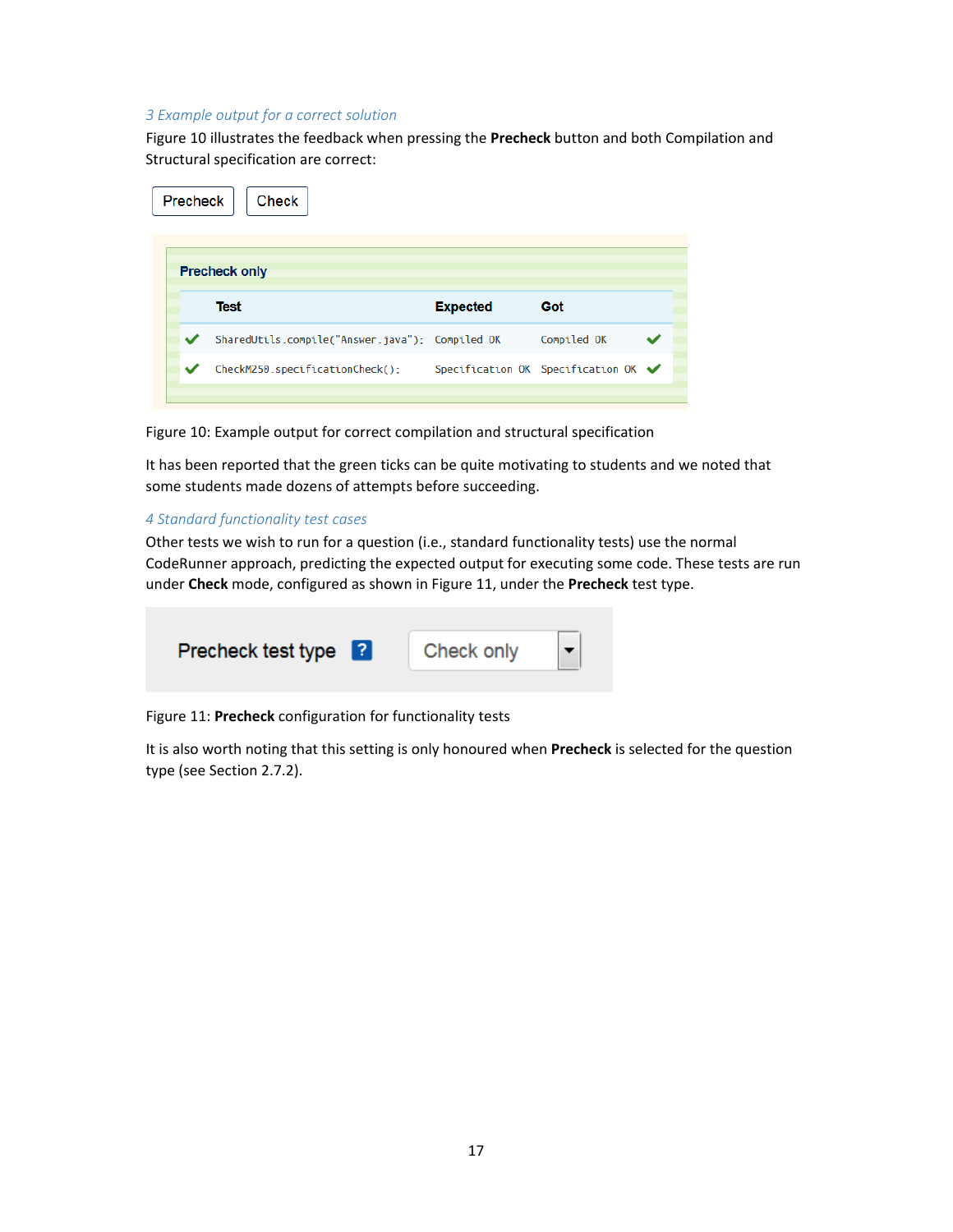### 3 Example output for a correct solution

Figure 10 illustrates the feedback when pressing the **Precheck** button and both Compilation and Structural specification are correct:

Precheck | Check

**Precheck only**

| | Test | Expected | Got | |
|---|---|---|---|---|
| ✔ | `SharedUtils.compile("Answer.java");` | `Compiled OK` | `Compiled OK` | ✔ |
| ✔ | `CheckM250.specificationCheck();` | `Specification OK` | `Specification OK` | ✔ |

Figure 10: Example output for correct compilation and structural specification

It has been reported that the green ticks can be quite motivating to students and we noted that some students made dozens of attempts before succeeding.

### 4 Standard functionality test cases

Other tests we wish to run for a question (i.e., standard functionality tests) use the normal CodeRunner approach, predicting the expected output for executing some code. These tests are run under **Check** mode, configured as shown in Figure 11, under the **Precheck** test type.

Precheck test type ? | Check only ▾

Figure 11: **Precheck** configuration for functionality tests

It is also worth noting that this setting is only honoured when **Precheck** is selected for the question type (see Section 2.7.2).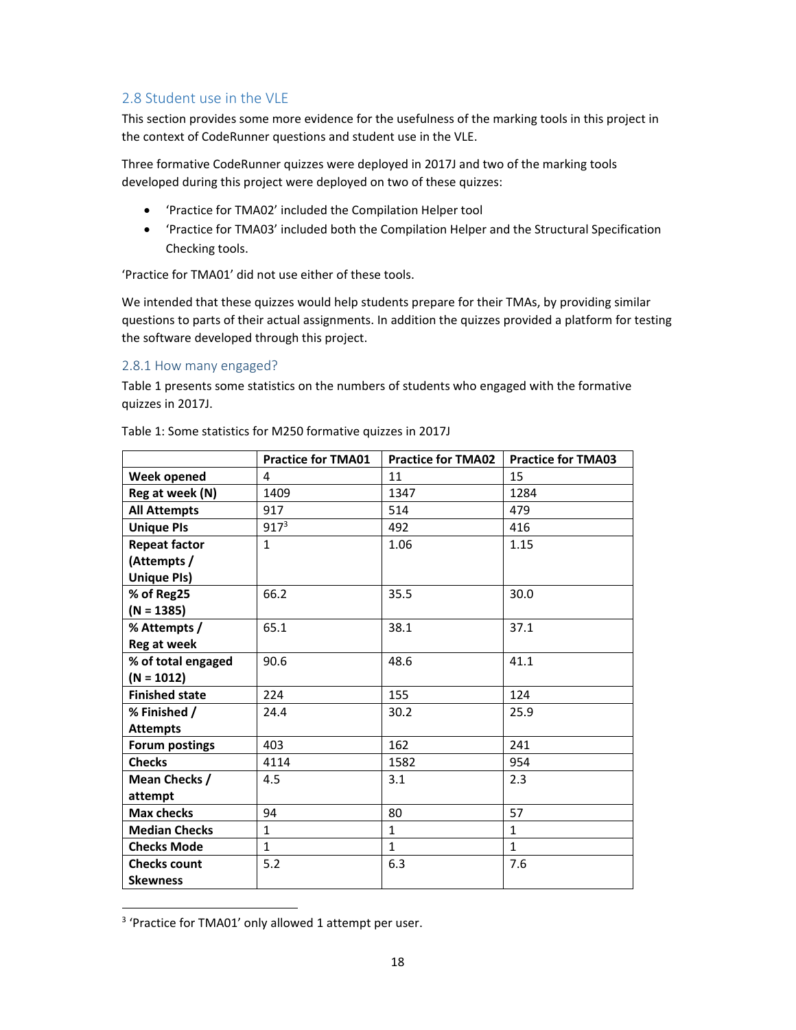## 2.8 Student use in the VLE

This section provides some more evidence for the usefulness of the marking tools in this project in the context of CodeRunner questions and student use in the VLE.

Three formative CodeRunner quizzes were deployed in 2017J and two of the marking tools developed during this project were deployed on two of these quizzes:

- 'Practice for TMA02' included the Compilation Helper tool
- 'Practice for TMA03' included both the Compilation Helper and the Structural Specification Checking tools.

'Practice for TMA01' did not use either of these tools.

We intended that these quizzes would help students prepare for their TMAs, by providing similar questions to parts of their actual assignments. In addition the quizzes provided a platform for testing the software developed through this project.

### 2.8.1 How many engaged?

Table 1 presents some statistics on the numbers of students who engaged with the formative quizzes in 2017J.

Table 1: Some statistics for M250 formative quizzes in 2017J

| | Practice for TMA01 | Practice for TMA02 | Practice for TMA03 |
|---|---|---|---|
| **Week opened** | 4 | 11 | 15 |
| **Reg at week (N)** | 1409 | 1347 | 1284 |
| **All Attempts** | 917 | 514 | 479 |
| **Unique PIs** | 917[3] | 492 | 416 |
| **Repeat factor (Attempts / Unique PIs)** | 1 | 1.06 | 1.15 |
| **% of Reg25 (N = 1385)** | 66.2 | 35.5 | 30.0 |
| **% Attempts / Reg at week** | 65.1 | 38.1 | 37.1 |
| **% of total engaged (N = 1012)** | 90.6 | 48.6 | 41.1 |
| **Finished state** | 224 | 155 | 124 |
| **% Finished / Attempts** | 24.4 | 30.2 | 25.9 |
| **Forum postings** | 403 | 162 | 241 |
| **Checks** | 4114 | 1582 | 954 |
| **Mean Checks / attempt** | 4.5 | 3.1 | 2.3 |
| **Max checks** | 94 | 80 | 57 |
| **Median Checks** | 1 | 1 | 1 |
| **Checks Mode** | 1 | 1 | 1 |
| **Checks count Skewness** | 5.2 | 6.3 | 7.6 |

[3] 'Practice for TMA01' only allowed 1 attempt per user.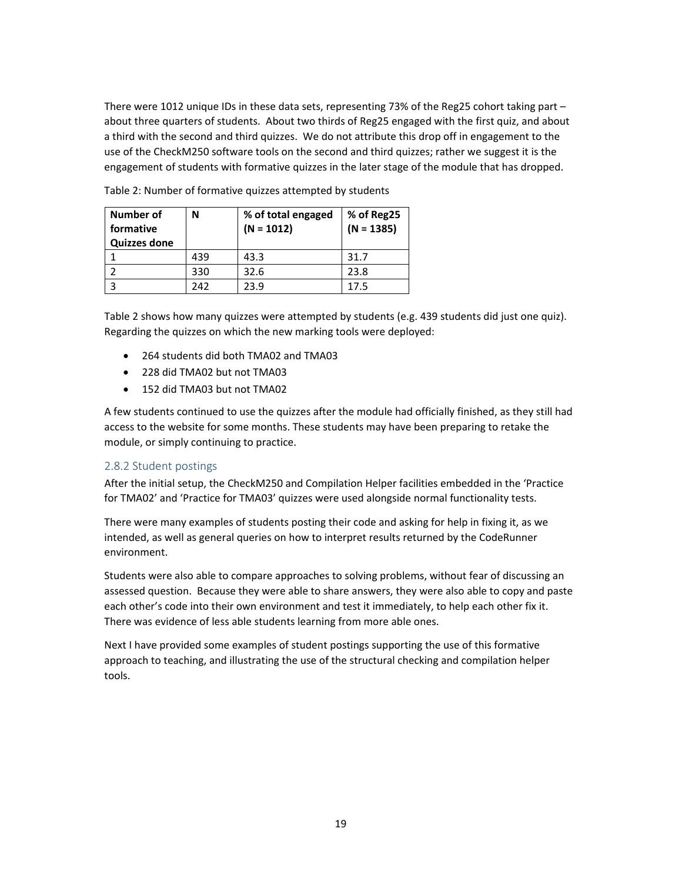There were 1012 unique IDs in these data sets, representing 73% of the Reg25 cohort taking part – about three quarters of students. About two thirds of Reg25 engaged with the first quiz, and about a third with the second and third quizzes. We do not attribute this drop off in engagement to the use of the CheckM250 software tools on the second and third quizzes; rather we suggest it is the engagement of students with formative quizzes in the later stage of the module that has dropped.

Table 2: Number of formative quizzes attempted by students

| Number of formative Quizzes done | N | % of total engaged (N = 1012) | % of Reg25 (N = 1385) |
|---|---|---|---|
| 1 | 439 | 43.3 | 31.7 |
| 2 | 330 | 32.6 | 23.8 |
| 3 | 242 | 23.9 | 17.5 |

Table 2 shows how many quizzes were attempted by students (e.g. 439 students did just one quiz). Regarding the quizzes on which the new marking tools were deployed:

- 264 students did both TMA02 and TMA03
- 228 did TMA02 but not TMA03
- 152 did TMA03 but not TMA02

A few students continued to use the quizzes after the module had officially finished, as they still had access to the website for some months. These students may have been preparing to retake the module, or simply continuing to practice.

### 2.8.2 Student postings

After the initial setup, the CheckM250 and Compilation Helper facilities embedded in the 'Practice for TMA02' and 'Practice for TMA03' quizzes were used alongside normal functionality tests.

There were many examples of students posting their code and asking for help in fixing it, as we intended, as well as general queries on how to interpret results returned by the CodeRunner environment.

Students were also able to compare approaches to solving problems, without fear of discussing an assessed question. Because they were able to share answers, they were also able to copy and paste each other's code into their own environment and test it immediately, to help each other fix it. There was evidence of less able students learning from more able ones.

Next I have provided some examples of student postings supporting the use of this formative approach to teaching, and illustrating the use of the structural checking and compilation helper tools.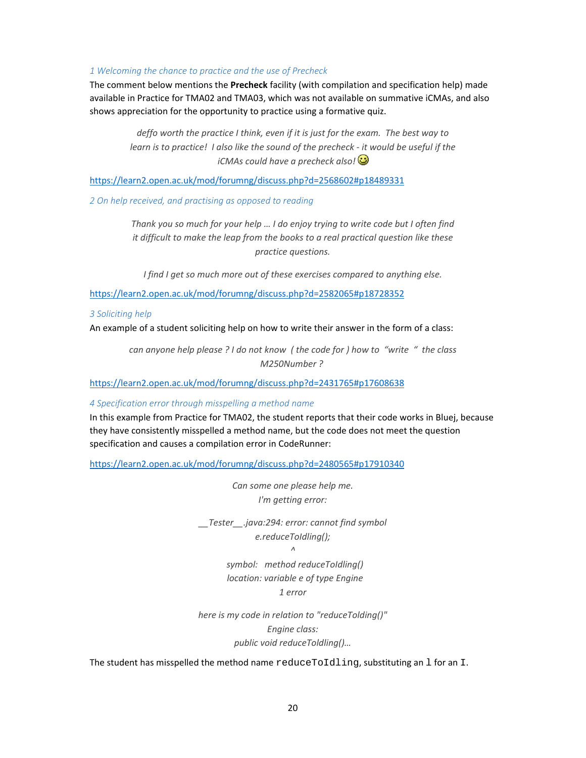### *1 Welcoming the chance to practice and the use of Precheck*

The comment below mentions the **Precheck** facility (with compilation and specification help) made available in Practice for TMA02 and TMA03, which was not available on summative iCMAs, and also shows appreciation for the opportunity to practice using a formative quiz.

> *deffo worth the practice I think, even if it is just for the exam. The best way to learn is to practice! I also like the sound of the precheck - it would be useful if the iCMAs could have a precheck also!* 😊

https://learn2.open.ac.uk/mod/forumng/discuss.php?d=2568602#p18489331

### *2 On help received, and practising as opposed to reading*

> *Thank you so much for your help … I do enjoy trying to write code but I often find it difficult to make the leap from the books to a real practical question like these practice questions.*
>
> *I find I get so much more out of these exercises compared to anything else.*

https://learn2.open.ac.uk/mod/forumng/discuss.php?d=2582065#p18728352

### *3 Soliciting help*

An example of a student soliciting help on how to write their answer in the form of a class:

> *can anyone help please ? I do not know ( the code for ) how to "write " the class M250Number ?*

https://learn2.open.ac.uk/mod/forumng/discuss.php?d=2431765#p17608638

### *4 Specification error through misspelling a method name*

In this example from Practice for TMA02, the student reports that their code works in Bluej, because they have consistently misspelled a method name, but the code does not meet the question specification and causes a compilation error in CodeRunner:

https://learn2.open.ac.uk/mod/forumng/discuss.php?d=2480565#p17910340

> *Can some one please help me.*
> *I'm getting error:*
>
> ```
> __Tester__.java:294: error: cannot find symbol
>         e.reduceToldling();
>          ^
> symbol:   method reduceToldling()
> location: variable e of type Engine
> 1 error
> ```
>
> *here is my code in relation to "reduceTolding()"*
> *Engine class:*
> *public void reduceToldling()…*

The student has misspelled the method name `reduceToIdling`, substituting an `l` for an `I`.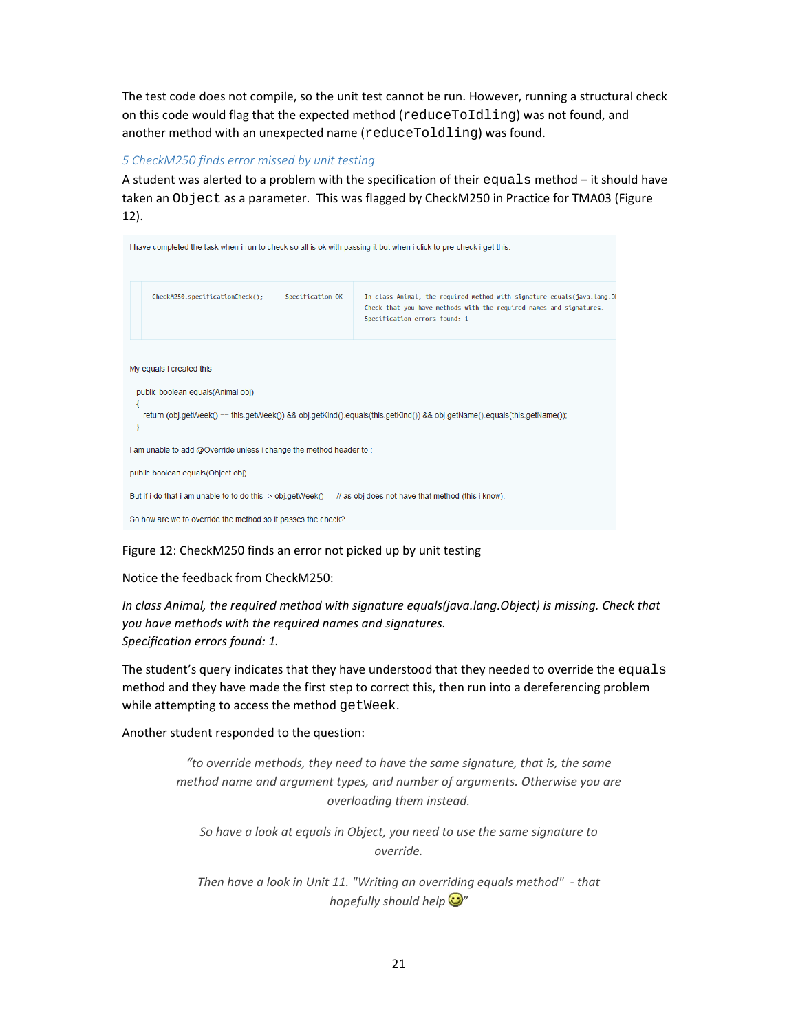The test code does not compile, so the unit test cannot be run. However, running a structural check on this code would flag that the expected method (`reduceToIdling`) was not found, and another method with an unexpected name (`reduceToldling`) was found.

### *5 CheckM250 finds error missed by unit testing*

A student was alerted to a problem with the specification of their `equals` method – it should have taken an `Object` as a parameter. This was flagged by CheckM250 in Practice for TMA03 (Figure 12).

I have completed the task when i run to check so all is ok with passing it but when i click to pre-check i get this:

| | | |
|---|---|---|
| CheckM250.specificationCheck(); | Specification OK | In class Animal, the required method with signature equals(java.lang.O<br>Check that you have methods with the required names and signatures.<br>Specification errors found: 1 |

My equals i created this:

```
public boolean equals(Animal obj)
{
   return (obj.getWeek() == this.getWeek()) && obj.getKind().equals(this.getKind()) && obj.getName().equals(this.getName());
}
```

I am unable to add @Override unless i change the method header to :

```
public boolean equals(Object obj)
```

But if i do that i am unable to to do this -> obj.getWeek()     // as obj does not have that method (this i know).

So how are we to override the method so it passes the check?

Figure 12: CheckM250 finds an error not picked up by unit testing

Notice the feedback from CheckM250:

*In class Animal, the required method with signature equals(java.lang.Object) is missing. Check that you have methods with the required names and signatures.*
*Specification errors found: 1.*

The student's query indicates that they have understood that they needed to override the `equals` method and they have made the first step to correct this, then run into a dereferencing problem while attempting to access the method `getWeek`.

Another student responded to the question:

> *"to override methods, they need to have the same signature, that is, the same method name and argument types, and number of arguments. Otherwise you are overloading them instead.*
>
> *So have a look at equals in Object, you need to use the same signature to override.*
>
> *Then have a look in Unit 11. "Writing an overriding equals method" - that hopefully should help* 😊*"*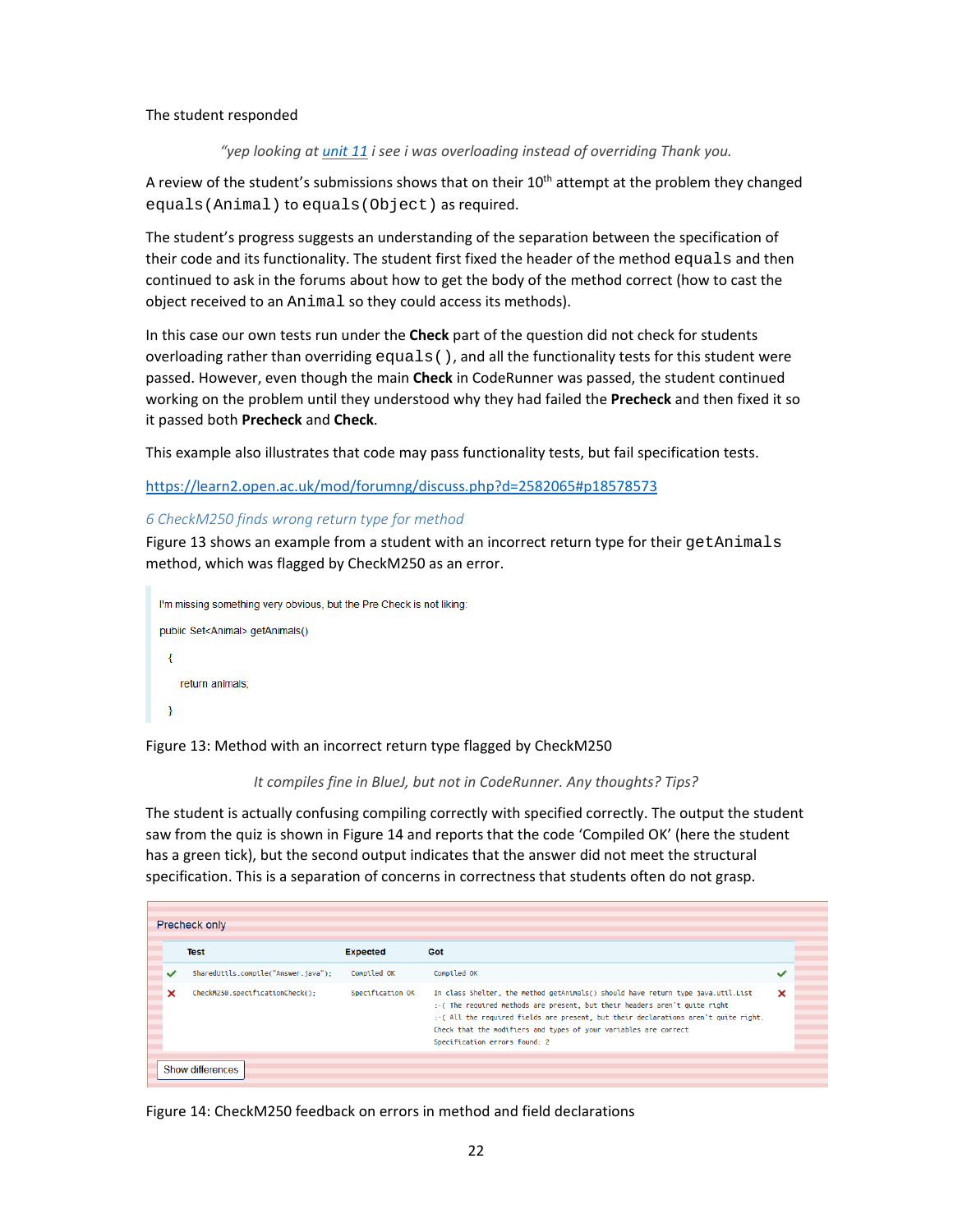The student responded

> *"yep looking at unit 11 i see i was overloading instead of overriding Thank you.*

A review of the student's submissions shows that on their 10th attempt at the problem they changed `equals(Animal)` to `equals(Object)` as required.

The student's progress suggests an understanding of the separation between the specification of their code and its functionality. The student first fixed the header of the method `equals` and then continued to ask in the forums about how to get the body of the method correct (how to cast the object received to an `Animal` so they could access its methods).

In this case our own tests run under the **Check** part of the question did not check for students overloading rather than overriding `equals()`, and all the functionality tests for this student were passed. However, even though the main **Check** in CodeRunner was passed, the student continued working on the problem until they understood why they had failed the **Precheck** and then fixed it so it passed both **Precheck** and **Check**.

This example also illustrates that code may pass functionality tests, but fail specification tests.

https://learn2.open.ac.uk/mod/forumng/discuss.php?d=2582065#p18578573

### 6 CheckM250 finds wrong return type for method

Figure 13 shows an example from a student with an incorrect return type for their `getAnimals` method, which was flagged by CheckM250 as an error.

> I'm missing something very obvious, but the Pre Check is not liking:
>
> ```
> public Set<Animal> getAnimals()
>
>   {
>
>     return animals;
>
>   }
> ```

Figure 13: Method with an incorrect return type flagged by CheckM250

> *It compiles fine in BlueJ, but not in CodeRunner. Any thoughts? Tips?*

The student is actually confusing compiling correctly with specified correctly. The output the student saw from the quiz is shown in Figure 14 and reports that the code 'Compiled OK' (here the student has a green tick), but the second output indicates that the answer did not meet the structural specification. This is a separation of concerns in correctness that students often do not grasp.

Precheck only

| | Test | Expected | Got | |
|---|---|---|---|---|
| ✔ | `SharedUtils.compile("Answer.java");` | Compiled OK | Compiled OK | ✔ |
| ✘ | `CheckM250.specificationCheck();` | Specification OK | In class Shelter, the method getAnimals() should have return type java.util.List<br>:-( The required methods are present, but their headers aren't quite right<br>:-( All the required fields are present, but their declarations aren't quite right.<br>Check that the modifiers and types of your variables are correct<br>Specification errors found: 2 | ✘ |

Show differences

Figure 14: CheckM250 feedback on errors in method and field declarations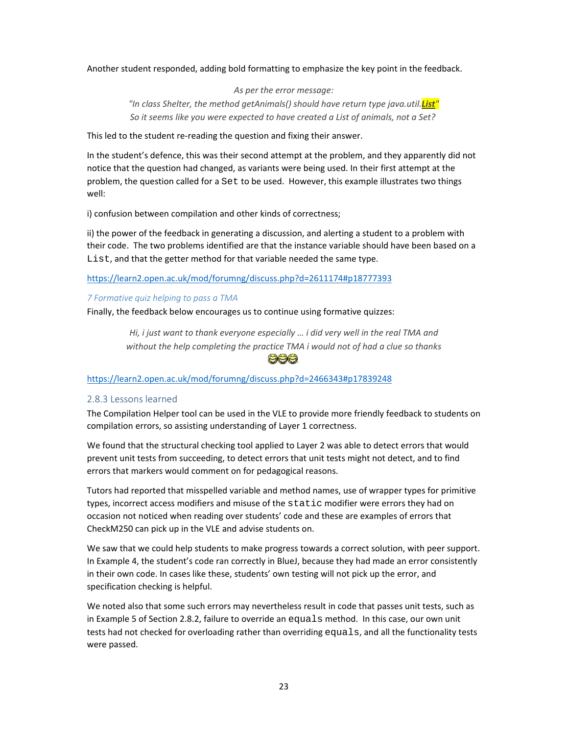Another student responded, adding bold formatting to emphasize the key point in the feedback.

> *As per the error message:*
> *"In class Shelter, the method getAnimals() should have return type java.util.**List**"*
> *So it seems like you were expected to have created a List of animals, not a Set?*

This led to the student re-reading the question and fixing their answer.

In the student's defence, this was their second attempt at the problem, and they apparently did not notice that the question had changed, as variants were being used. In their first attempt at the problem, the question called for a `Set` to be used. However, this example illustrates two things well:

i) confusion between compilation and other kinds of correctness;

ii) the power of the feedback in generating a discussion, and alerting a student to a problem with their code. The two problems identified are that the instance variable should have been based on a `List`, and that the getter method for that variable needed the same type.

https://learn2.open.ac.uk/mod/forumng/discuss.php?d=2611174#p18777393

#### *7 Formative quiz helping to pass a TMA*

Finally, the feedback below encourages us to continue using formative quizzes:

> *Hi, i just want to thank everyone especially … i did very well in the real TMA and without the help completing the practice TMA i would not of had a clue so thanks* 😂😂😂

https://learn2.open.ac.uk/mod/forumng/discuss.php?d=2466343#p17839248

### 2.8.3 Lessons learned

The Compilation Helper tool can be used in the VLE to provide more friendly feedback to students on compilation errors, so assisting understanding of Layer 1 correctness.

We found that the structural checking tool applied to Layer 2 was able to detect errors that would prevent unit tests from succeeding, to detect errors that unit tests might not detect, and to find errors that markers would comment on for pedagogical reasons.

Tutors had reported that misspelled variable and method names, use of wrapper types for primitive types, incorrect access modifiers and misuse of the `static` modifier were errors they had on occasion not noticed when reading over students' code and these are examples of errors that CheckM250 can pick up in the VLE and advise students on.

We saw that we could help students to make progress towards a correct solution, with peer support. In Example 4, the student's code ran correctly in BlueJ, because they had made an error consistently in their own code. In cases like these, students' own testing will not pick up the error, and specification checking is helpful.

We noted also that some such errors may nevertheless result in code that passes unit tests, such as in Example 5 of Section 2.8.2, failure to override an `equals` method. In this case, our own unit tests had not checked for overloading rather than overriding `equals`, and all the functionality tests were passed.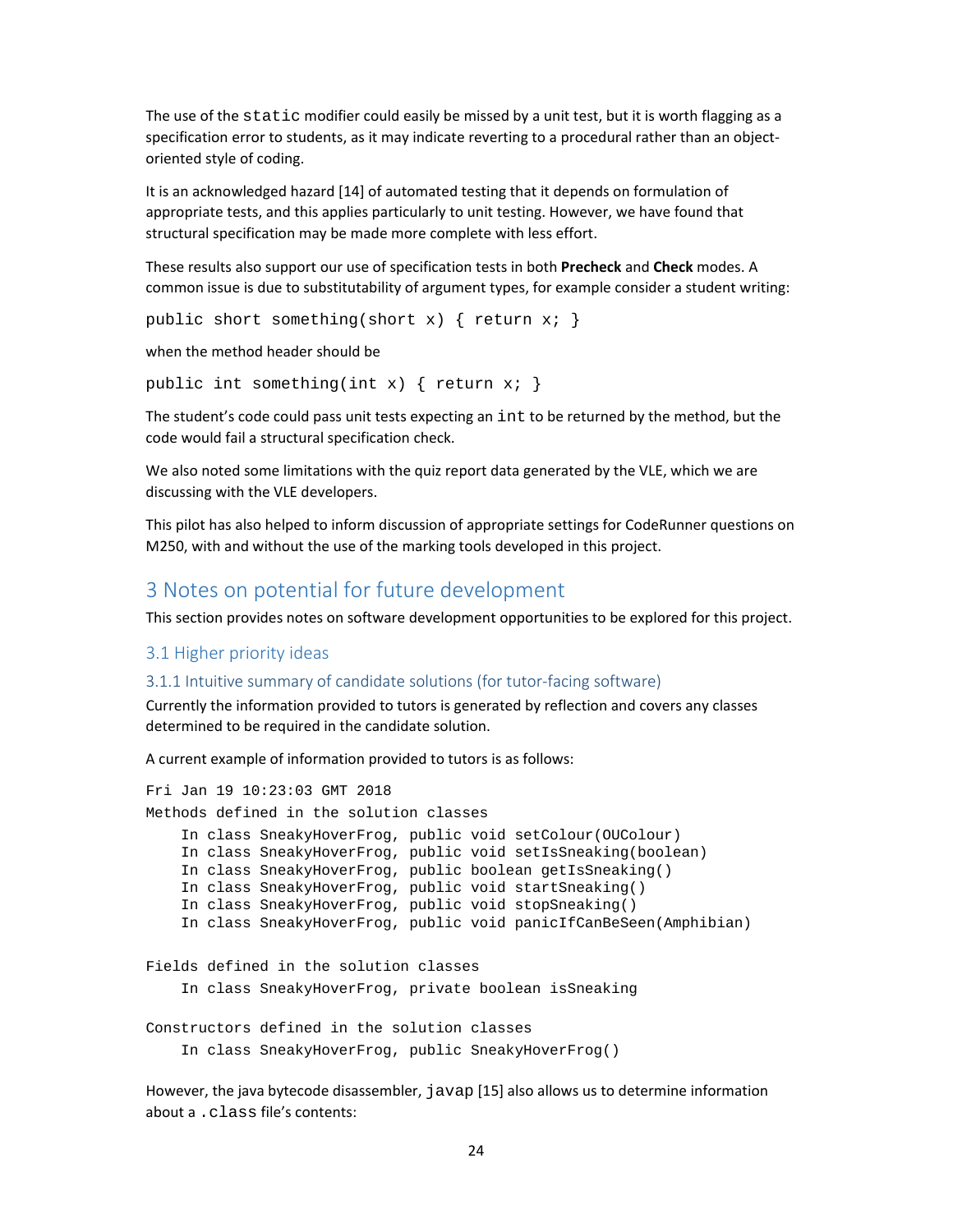The use of the `static` modifier could easily be missed by a unit test, but it is worth flagging as a specification error to students, as it may indicate reverting to a procedural rather than an object-oriented style of coding.

It is an acknowledged hazard [14] of automated testing that it depends on formulation of appropriate tests, and this applies particularly to unit testing. However, we have found that structural specification may be made more complete with less effort.

These results also support our use of specification tests in both **Precheck** and **Check** modes. A common issue is due to substitutability of argument types, for example consider a student writing:

```
public short something(short x) { return x; }
```

when the method header should be

```
public int something(int x) { return x; }
```

The student's code could pass unit tests expecting an `int` to be returned by the method, but the code would fail a structural specification check.

We also noted some limitations with the quiz report data generated by the VLE, which we are discussing with the VLE developers.

This pilot has also helped to inform discussion of appropriate settings for CodeRunner questions on M250, with and without the use of the marking tools developed in this project.

# 3 Notes on potential for future development

This section provides notes on software development opportunities to be explored for this project.

## 3.1 Higher priority ideas

### 3.1.1 Intuitive summary of candidate solutions (for tutor-facing software)

Currently the information provided to tutors is generated by reflection and covers any classes determined to be required in the candidate solution.

A current example of information provided to tutors is as follows:

```
Fri Jan 19 10:23:03 GMT 2018
Methods defined in the solution classes
    In class SneakyHoverFrog, public void setColour(OUColour)
    In class SneakyHoverFrog, public void setIsSneaking(boolean)
    In class SneakyHoverFrog, public boolean getIsSneaking()
    In class SneakyHoverFrog, public void startSneaking()
    In class SneakyHoverFrog, public void stopSneaking()
    In class SneakyHoverFrog, public void panicIfCanBeSeen(Amphibian)

Fields defined in the solution classes
    In class SneakyHoverFrog, private boolean isSneaking

Constructors defined in the solution classes
    In class SneakyHoverFrog, public SneakyHoverFrog()
```

However, the java bytecode disassembler, `javap` [15] also allows us to determine information about a `.class` file's contents: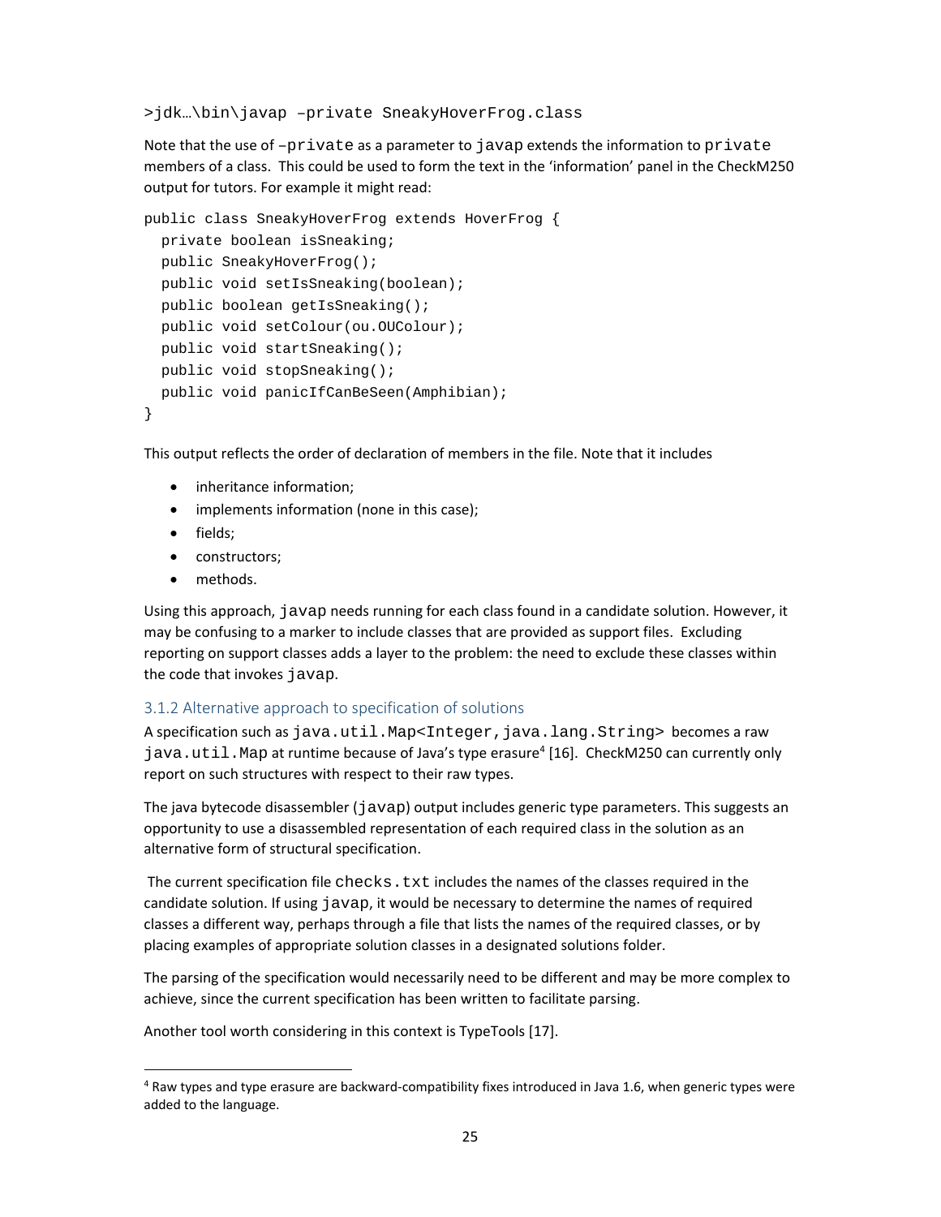```
>jdk…\bin\javap –private SneakyHoverFrog.class
```

Note that the use of `–private` as a parameter to `javap` extends the information to `private` members of a class. This could be used to form the text in the 'information' panel in the CheckM250 output for tutors. For example it might read:

```
public class SneakyHoverFrog extends HoverFrog {
  private boolean isSneaking;
  public SneakyHoverFrog();
  public void setIsSneaking(boolean);
  public boolean getIsSneaking();
  public void setColour(ou.OUColour);
  public void startSneaking();
  public void stopSneaking();
  public void panicIfCanBeSeen(Amphibian);
}
```

This output reflects the order of declaration of members in the file. Note that it includes

- inheritance information;
- implements information (none in this case);
- fields;
- constructors;
- methods.

Using this approach, `javap` needs running for each class found in a candidate solution. However, it may be confusing to a marker to include classes that are provided as support files. Excluding reporting on support classes adds a layer to the problem: the need to exclude these classes within the code that invokes `javap`.

### 3.1.2 Alternative approach to specification of solutions

A specification such as `java.util.Map<Integer,java.lang.String>` becomes a raw `java.util.Map` at runtime because of Java's type erasure[4] [16]. CheckM250 can currently only report on such structures with respect to their raw types.

The java bytecode disassembler (`javap`) output includes generic type parameters. This suggests an opportunity to use a disassembled representation of each required class in the solution as an alternative form of structural specification.

The current specification file `checks.txt` includes the names of the classes required in the candidate solution. If using `javap`, it would be necessary to determine the names of required classes a different way, perhaps through a file that lists the names of the required classes, or by placing examples of appropriate solution classes in a designated solutions folder.

The parsing of the specification would necessarily need to be different and may be more complex to achieve, since the current specification has been written to facilitate parsing.

Another tool worth considering in this context is TypeTools [17].

[4] Raw types and type erasure are backward-compatibility fixes introduced in Java 1.6, when generic types were added to the language.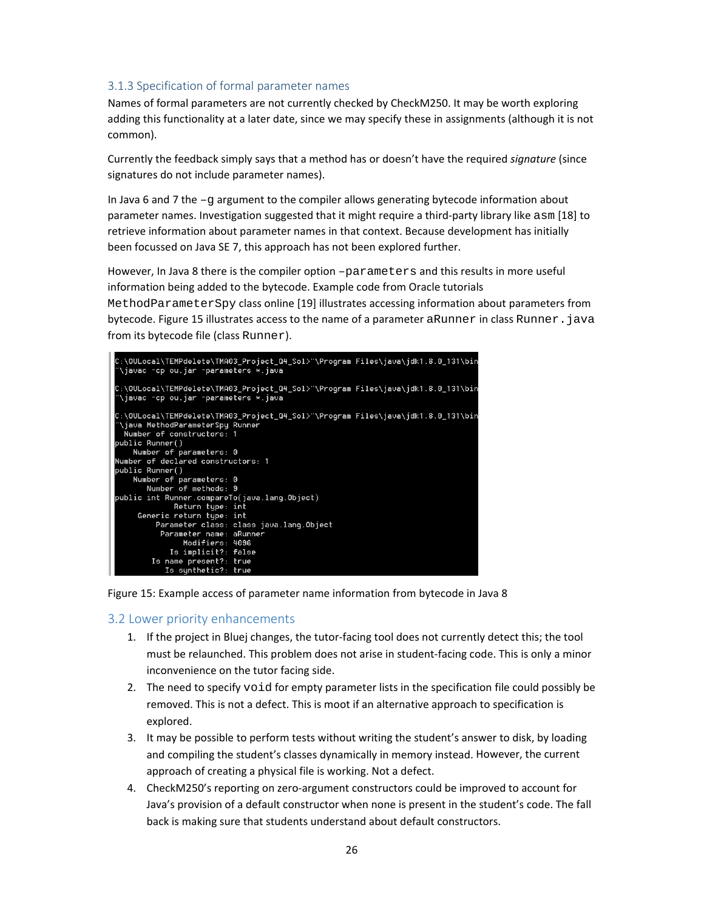### 3.1.3 Specification of formal parameter names

Names of formal parameters are not currently checked by CheckM250. It may be worth exploring adding this functionality at a later date, since we may specify these in assignments (although it is not common).

Currently the feedback simply says that a method has or doesn't have the required *signature* (since signatures do not include parameter names).

In Java 6 and 7 the `–g` argument to the compiler allows generating bytecode information about parameter names. Investigation suggested that it might require a third-party library like `asm` [18] to retrieve information about parameter names in that context. Because development has initially been focussed on Java SE 7, this approach has not been explored further.

However, In Java 8 there is the compiler option `–parameters` and this results in more useful information being added to the bytecode. Example code from Oracle tutorials `MethodParameterSpy` class online [19] illustrates accessing information about parameters from bytecode. Figure 15 illustrates access to the name of a parameter `aRunner` in class `Runner.java` from its bytecode file (class `Runner`).

```
C:\OULocal\TEMPdelete\TMA03_Project_Q4_Sol>"\Program Files\java\jdk1.8.0_131\bin
"\javac -cp ou.jar -parameters *.java

C:\OULocal\TEMPdelete\TMA03_Project_Q4_Sol>"\Program Files\java\jdk1.8.0_131\bin
"\javac -cp ou.jar -parameters *.java

C:\OULocal\TEMPdelete\TMA03_Project_Q4_Sol>"\Program Files\java\jdk1.8.0_131\bin
"\java MethodParameterSpy Runner
  Number of constructors: 1
public Runner()
    Number of parameters: 0
Number of declared constructors: 1
public Runner()
    Number of parameters: 0
       Number of methods: 9
public int Runner.compareTo(java.lang.Object)
             Return type: int
     Generic return type: int
         Parameter class: class java.lang.Object
          Parameter name: aRunner
               Modifiers: 4096
            Is implicit?: false
        Is name present?: true
           Is synthetic?: true
```

Figure 15: Example access of parameter name information from bytecode in Java 8

## 3.2 Lower priority enhancements

1. If the project in Bluej changes, the tutor-facing tool does not currently detect this; the tool must be relaunched. This problem does not arise in student-facing code. This is only a minor inconvenience on the tutor facing side.
2. The need to specify `void` for empty parameter lists in the specification file could possibly be removed. This is not a defect. This is moot if an alternative approach to specification is explored.
3. It may be possible to perform tests without writing the student's answer to disk, by loading and compiling the student's classes dynamically in memory instead. However, the current approach of creating a physical file is working. Not a defect.
4. CheckM250's reporting on zero-argument constructors could be improved to account for Java's provision of a default constructor when none is present in the student's code. The fall back is making sure that students understand about default constructors.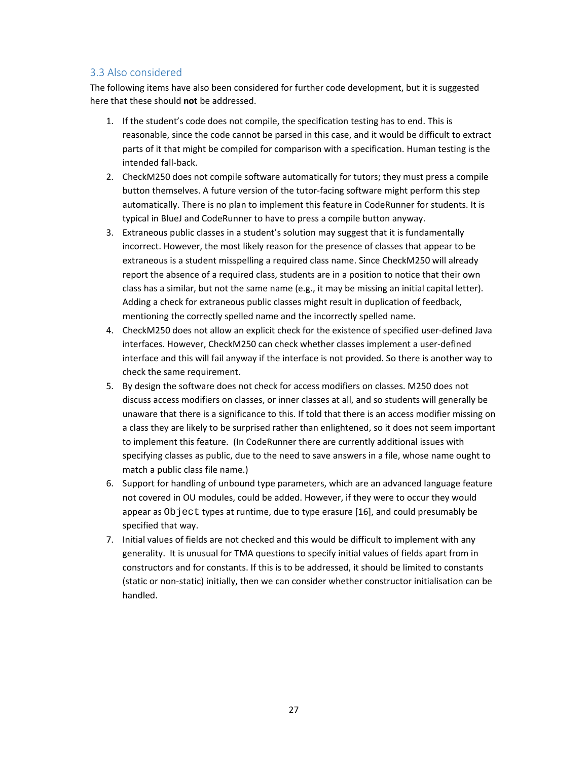### 3.3 Also considered

The following items have also been considered for further code development, but it is suggested here that these should **not** be addressed.

1. If the student's code does not compile, the specification testing has to end. This is reasonable, since the code cannot be parsed in this case, and it would be difficult to extract parts of it that might be compiled for comparison with a specification. Human testing is the intended fall-back.
2. CheckM250 does not compile software automatically for tutors; they must press a compile button themselves. A future version of the tutor-facing software might perform this step automatically. There is no plan to implement this feature in CodeRunner for students. It is typical in BlueJ and CodeRunner to have to press a compile button anyway.
3. Extraneous public classes in a student's solution may suggest that it is fundamentally incorrect. However, the most likely reason for the presence of classes that appear to be extraneous is a student misspelling a required class name. Since CheckM250 will already report the absence of a required class, students are in a position to notice that their own class has a similar, but not the same name (e.g., it may be missing an initial capital letter). Adding a check for extraneous public classes might result in duplication of feedback, mentioning the correctly spelled name and the incorrectly spelled name.
4. CheckM250 does not allow an explicit check for the existence of specified user-defined Java interfaces. However, CheckM250 can check whether classes implement a user-defined interface and this will fail anyway if the interface is not provided. So there is another way to check the same requirement.
5. By design the software does not check for access modifiers on classes. M250 does not discuss access modifiers on classes, or inner classes at all, and so students will generally be unaware that there is a significance to this. If told that there is an access modifier missing on a class they are likely to be surprised rather than enlightened, so it does not seem important to implement this feature. (In CodeRunner there are currently additional issues with specifying classes as public, due to the need to save answers in a file, whose name ought to match a public class file name.)
6. Support for handling of unbound type parameters, which are an advanced language feature not covered in OU modules, could be added. However, if they were to occur they would appear as `Object` types at runtime, due to type erasure [16], and could presumably be specified that way.
7. Initial values of fields are not checked and this would be difficult to implement with any generality. It is unusual for TMA questions to specify initial values of fields apart from in constructors and for constants. If this is to be addressed, it should be limited to constants (static or non-static) initially, then we can consider whether constructor initialisation can be handled.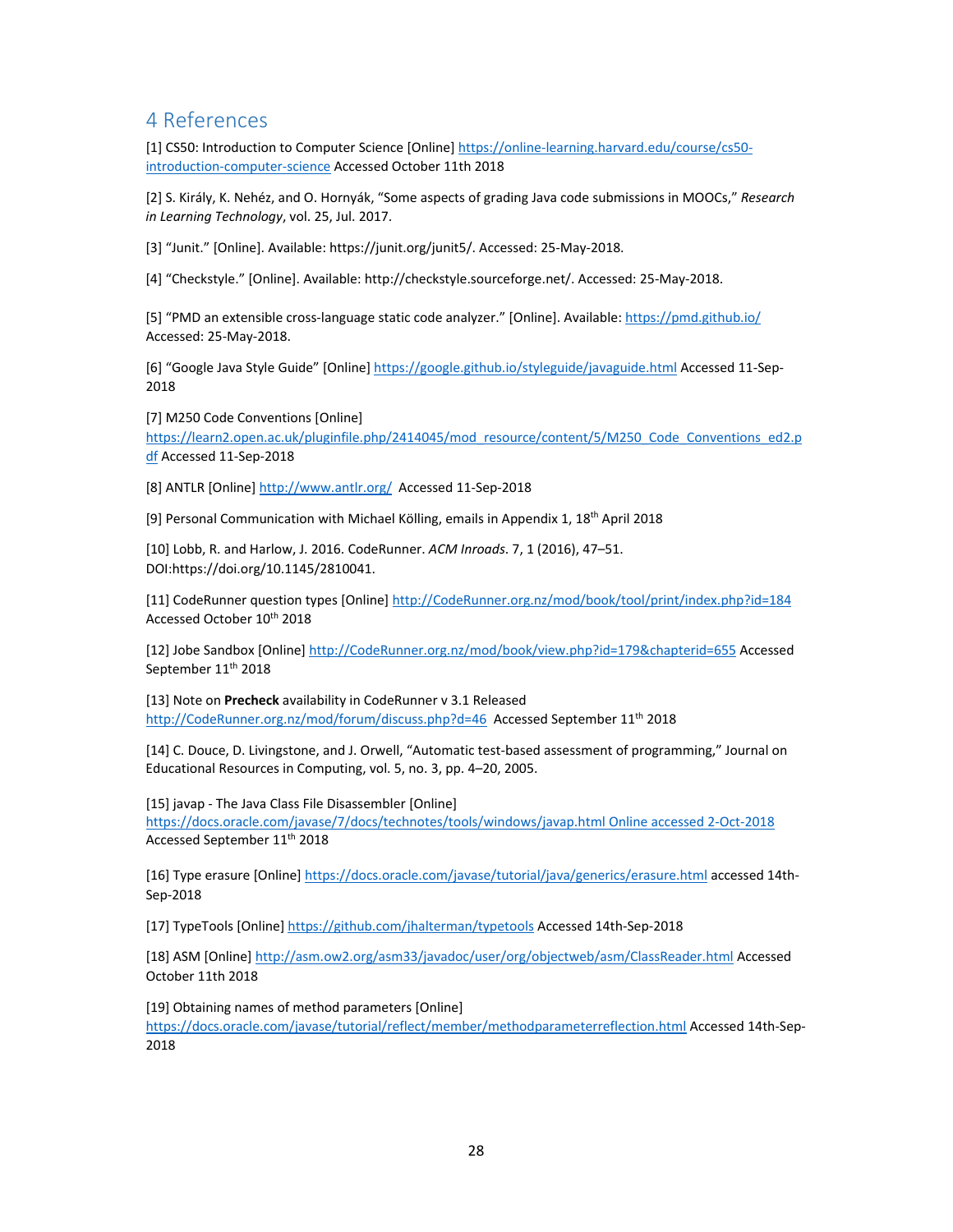# 4 References

[1] CS50: Introduction to Computer Science [Online] https://online-learning.harvard.edu/course/cs50-introduction-computer-science Accessed October 11th 2018

[2] S. Király, K. Nehéz, and O. Hornyák, "Some aspects of grading Java code submissions in MOOCs," *Research in Learning Technology*, vol. 25, Jul. 2017.

[3] "Junit." [Online]. Available: https://junit.org/junit5/. Accessed: 25-May-2018.

[4] "Checkstyle." [Online]. Available: http://checkstyle.sourceforge.net/. Accessed: 25-May-2018.

[5] "PMD an extensible cross-language static code analyzer." [Online]. Available: https://pmd.github.io/ Accessed: 25-May-2018.

[6] "Google Java Style Guide" [Online] https://google.github.io/styleguide/javaguide.html Accessed 11-Sep-2018

[7] M250 Code Conventions [Online] https://learn2.open.ac.uk/pluginfile.php/2414045/mod_resource/content/5/M250_Code_Conventions_ed2.pdf Accessed 11-Sep-2018

[8] ANTLR [Online] http://www.antlr.org/ Accessed 11-Sep-2018

[9] Personal Communication with Michael Kölling, emails in Appendix 1, 18th April 2018

[10] Lobb, R. and Harlow, J. 2016. CodeRunner. *ACM Inroads*. 7, 1 (2016), 47–51. DOI:https://doi.org/10.1145/2810041.

[11] CodeRunner question types [Online] http://CodeRunner.org.nz/mod/book/tool/print/index.php?id=184 Accessed October 10th 2018

[12] Jobe Sandbox [Online] http://CodeRunner.org.nz/mod/book/view.php?id=179&chapterid=655 Accessed September 11th 2018

[13] Note on **Precheck** availability in CodeRunner v 3.1 Released http://CodeRunner.org.nz/mod/forum/discuss.php?d=46 Accessed September 11th 2018

[14] C. Douce, D. Livingstone, and J. Orwell, "Automatic test-based assessment of programming," Journal on Educational Resources in Computing, vol. 5, no. 3, pp. 4–20, 2005.

[15] javap - The Java Class File Disassembler [Online] https://docs.oracle.com/javase/7/docs/technotes/tools/windows/javap.html Online accessed 2-Oct-2018 Accessed September 11th 2018

[16] Type erasure [Online] https://docs.oracle.com/javase/tutorial/java/generics/erasure.html accessed 14th-Sep-2018

[17] TypeTools [Online] https://github.com/jhalterman/typetools Accessed 14th-Sep-2018

[18] ASM [Online] http://asm.ow2.org/asm33/javadoc/user/org/objectweb/asm/ClassReader.html Accessed October 11th 2018

[19] Obtaining names of method parameters [Online] https://docs.oracle.com/javase/tutorial/reflect/member/methodparameterreflection.html Accessed 14th-Sep-2018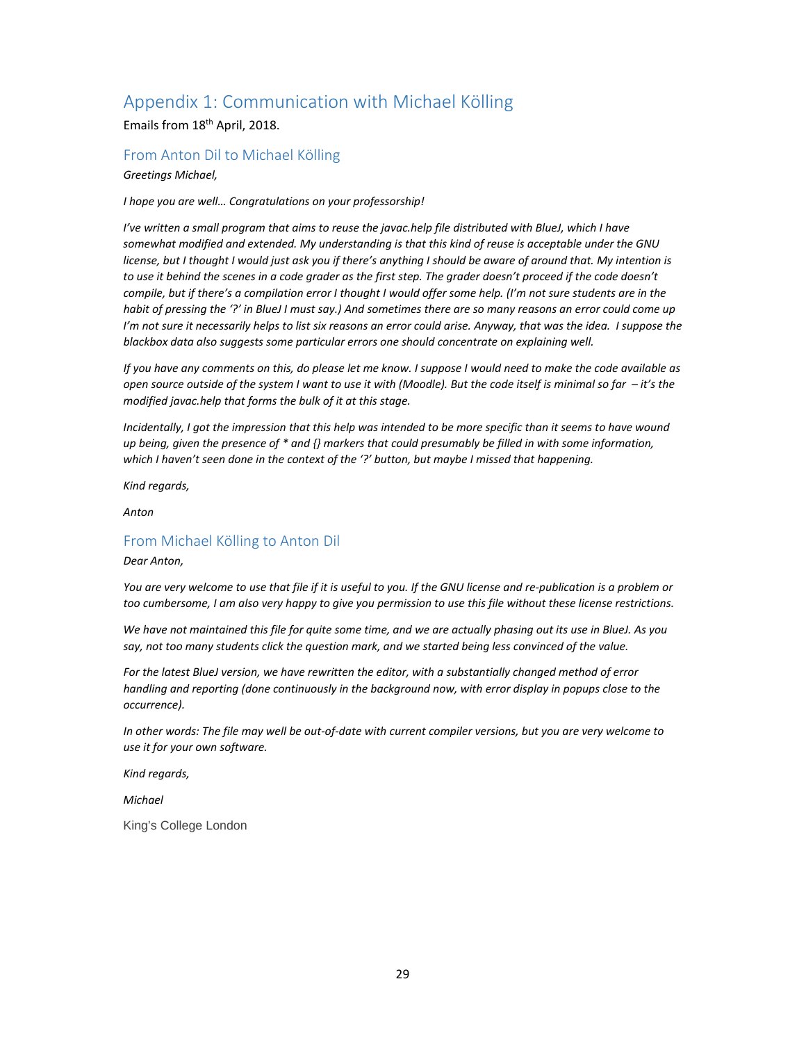# Appendix 1: Communication with Michael Kölling

Emails from 18th April, 2018.

## From Anton Dil to Michael Kölling

*Greetings Michael,*

*I hope you are well… Congratulations on your professorship!*

*I've written a small program that aims to reuse the javac.help file distributed with BlueJ, which I have somewhat modified and extended. My understanding is that this kind of reuse is acceptable under the GNU license, but I thought I would just ask you if there's anything I should be aware of around that. My intention is to use it behind the scenes in a code grader as the first step. The grader doesn't proceed if the code doesn't compile, but if there's a compilation error I thought I would offer some help. (I'm not sure students are in the habit of pressing the '?' in BlueJ I must say.) And sometimes there are so many reasons an error could come up I'm not sure it necessarily helps to list six reasons an error could arise. Anyway, that was the idea. I suppose the blackbox data also suggests some particular errors one should concentrate on explaining well.*

*If you have any comments on this, do please let me know. I suppose I would need to make the code available as open source outside of the system I want to use it with (Moodle). But the code itself is minimal so far – it's the modified javac.help that forms the bulk of it at this stage.*

*Incidentally, I got the impression that this help was intended to be more specific than it seems to have wound up being, given the presence of * and {} markers that could presumably be filled in with some information, which I haven't seen done in the context of the '?' button, but maybe I missed that happening.*

*Kind regards,*

*Anton*

## From Michael Kölling to Anton Dil

*Dear Anton,*

*You are very welcome to use that file if it is useful to you. If the GNU license and re-publication is a problem or too cumbersome, I am also very happy to give you permission to use this file without these license restrictions.*

*We have not maintained this file for quite some time, and we are actually phasing out its use in BlueJ. As you say, not too many students click the question mark, and we started being less convinced of the value.*

*For the latest BlueJ version, we have rewritten the editor, with a substantially changed method of error handling and reporting (done continuously in the background now, with error display in popups close to the occurrence).*

*In other words: The file may well be out-of-date with current compiler versions, but you are very welcome to use it for your own software.*

*Kind regards,*

*Michael*

King's College London